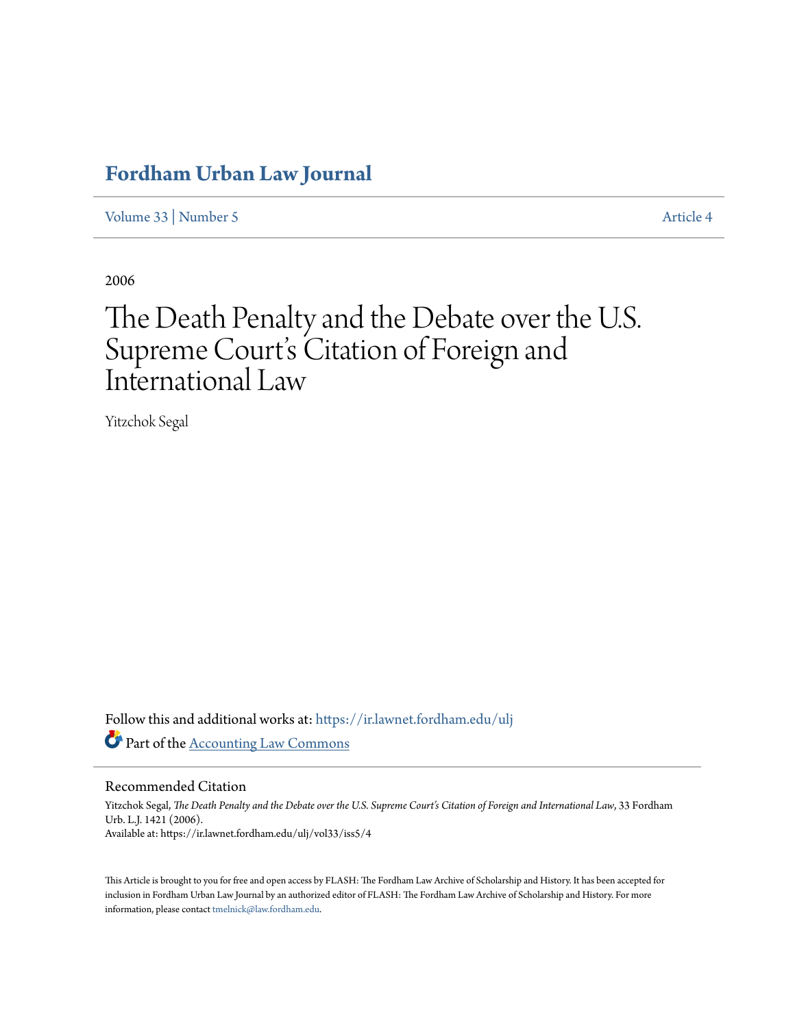# Fordham Urban Law Journal

Volume 33 | Number 5 Article 4

2006

# The Death Penalty and the Debate over the U.S. Supreme Court's Citation of Foreign and International Law

Yitzchok Segal

Follow this and additional works at: https://ir.lawnet.fordham.edu/ulj

Part of the Accounting Law Commons

## Recommended Citation

Yitzchok Segal, *The Death Penalty and the Debate over the U.S. Supreme Court's Citation of Foreign and International Law*, 33 Fordham Urb. L.J. 1421 (2006).
Available at: https://ir.lawnet.fordham.edu/ulj/vol33/iss5/4

This Article is brought to you for free and open access by FLASH: The Fordham Law Archive of Scholarship and History. It has been accepted for inclusion in Fordham Urban Law Journal by an authorized editor of FLASH: The Fordham Law Archive of Scholarship and History. For more information, please contact tmelnick@law.fordham.edu.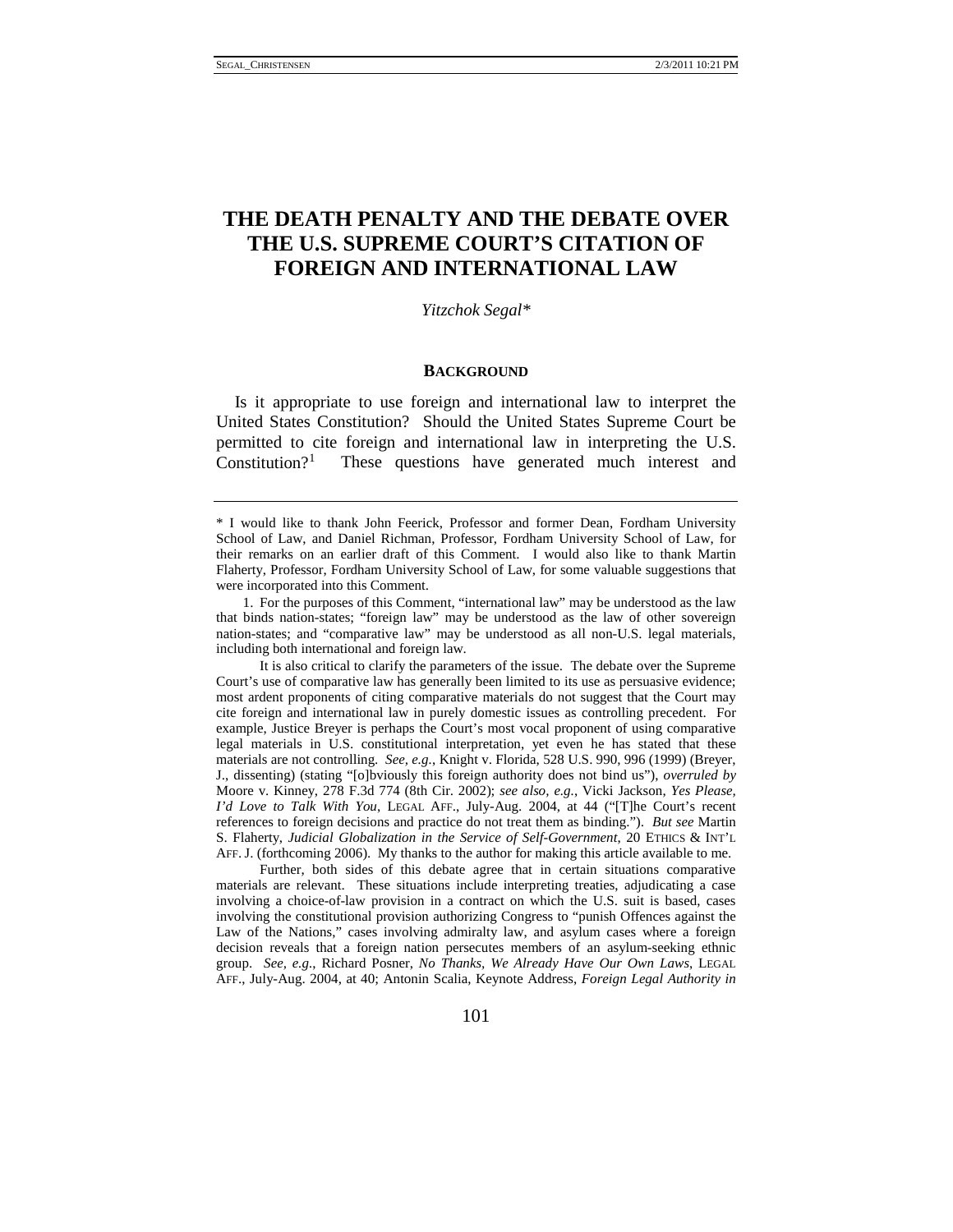# THE DEATH PENALTY AND THE DEBATE OVER THE U.S. SUPREME COURT'S CITATION OF FOREIGN AND INTERNATIONAL LAW

*Yitzchok Segal\**

## BACKGROUND

Is it appropriate to use foreign and international law to interpret the United States Constitution? Should the United States Supreme Court be permitted to cite foreign and international law in interpreting the U.S. Constitution?[1] These questions have generated much interest and

---

\* I would like to thank John Feerick, Professor and former Dean, Fordham University School of Law, and Daniel Richman, Professor, Fordham University School of Law, for their remarks on an earlier draft of this Comment. I would also like to thank Martin Flaherty, Professor, Fordham University School of Law, for some valuable suggestions that were incorporated into this Comment.

1. For the purposes of this Comment, "international law" may be understood as the law that binds nation-states; "foreign law" may be understood as the law of other sovereign nation-states; and "comparative law" may be understood as all non-U.S. legal materials, including both international and foreign law.

It is also critical to clarify the parameters of the issue. The debate over the Supreme Court's use of comparative law has generally been limited to its use as persuasive evidence; most ardent proponents of citing comparative materials do not suggest that the Court may cite foreign and international law in purely domestic issues as controlling precedent. For example, Justice Breyer is perhaps the Court's most vocal proponent of using comparative legal materials in U.S. constitutional interpretation, yet even he has stated that these materials are not controlling. *See, e.g.*, Knight v. Florida, 528 U.S. 990, 996 (1999) (Breyer, J., dissenting) (stating "[o]bviously this foreign authority does not bind us"), *overruled by* Moore v. Kinney, 278 F.3d 774 (8th Cir. 2002); *see also, e.g.*, Vicki Jackson, *Yes Please, I'd Love to Talk With You*, LEGAL AFF., July-Aug. 2004, at 44 ("[T]he Court's recent references to foreign decisions and practice do not treat them as binding."). *But see* Martin S. Flaherty, *Judicial Globalization in the Service of Self-Government*, 20 ETHICS & INT'L AFF. J. (forthcoming 2006). My thanks to the author for making this article available to me.

Further, both sides of this debate agree that in certain situations comparative materials are relevant. These situations include interpreting treaties, adjudicating a case involving a choice-of-law provision in a contract on which the U.S. suit is based, cases involving the constitutional provision authorizing Congress to "punish Offences against the Law of the Nations," cases involving admiralty law, and asylum cases where a foreign decision reveals that a foreign nation persecutes members of an asylum-seeking ethnic group. *See, e.g.*, Richard Posner, *No Thanks, We Already Have Our Own Laws*, LEGAL AFF., July-Aug. 2004, at 40; Antonin Scalia, Keynote Address, *Foreign Legal Authority in*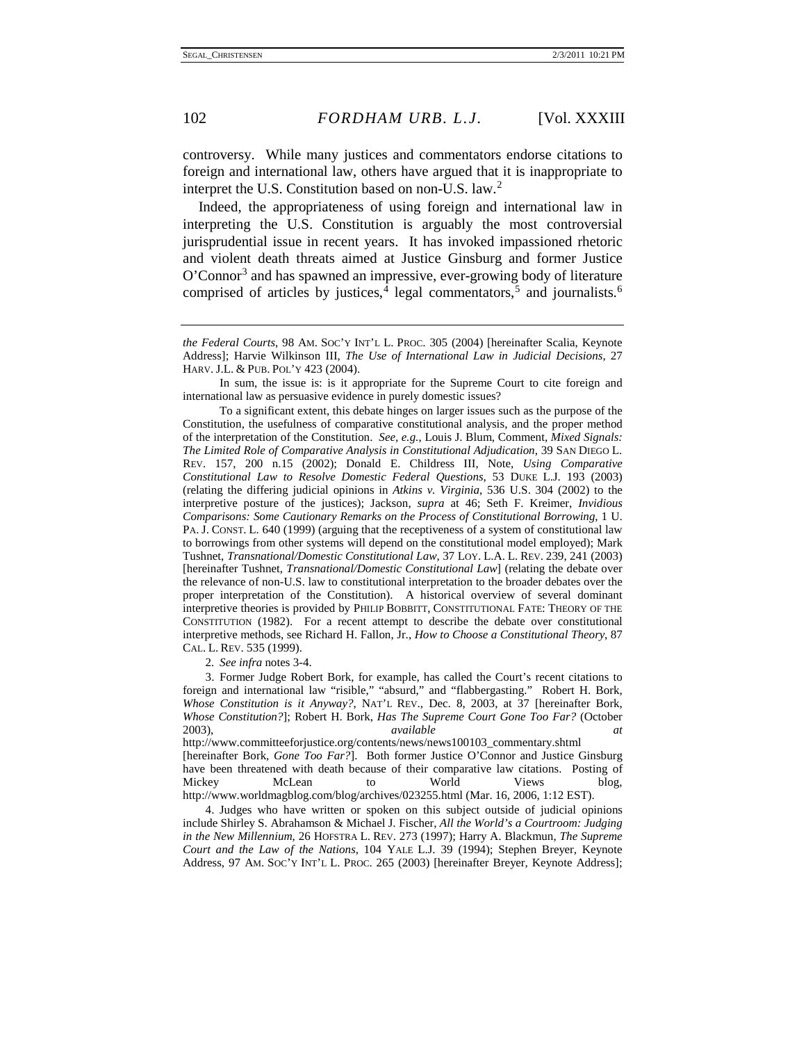controversy. While many justices and commentators endorse citations to foreign and international law, others have argued that it is inappropriate to interpret the U.S. Constitution based on non-U.S. law.[2]

Indeed, the appropriateness of using foreign and international law in interpreting the U.S. Constitution is arguably the most controversial jurisprudential issue in recent years. It has invoked impassioned rhetoric and violent death threats aimed at Justice Ginsburg and former Justice O'Connor[3] and has spawned an impressive, ever-growing body of literature comprised of articles by justices,[4] legal commentators,[5] and journalists.[6]

---

*the Federal Courts*, 98 AM. SOC'Y INT'L L. PROC. 305 (2004) [hereinafter Scalia, Keynote Address]; Harvie Wilkinson III, *The Use of International Law in Judicial Decisions*, 27 HARV. J.L. & PUB. POL'Y 423 (2004).

In sum, the issue is: is it appropriate for the Supreme Court to cite foreign and international law as persuasive evidence in purely domestic issues?

To a significant extent, this debate hinges on larger issues such as the purpose of the Constitution, the usefulness of comparative constitutional analysis, and the proper method of the interpretation of the Constitution. *See, e.g.*, Louis J. Blum, Comment, *Mixed Signals: The Limited Role of Comparative Analysis in Constitutional Adjudication*, 39 SAN DIEGO L. REV. 157, 200 n.15 (2002); Donald E. Childress III, Note, *Using Comparative Constitutional Law to Resolve Domestic Federal Questions*, 53 DUKE L.J. 193 (2003) (relating the differing judicial opinions in *Atkins v. Virginia*, 536 U.S. 304 (2002) to the interpretive posture of the justices); Jackson, *supra* at 46; Seth F. Kreimer, *Invidious Comparisons: Some Cautionary Remarks on the Process of Constitutional Borrowing*, 1 U. PA. J. CONST. L. 640 (1999) (arguing that the receptiveness of a system of constitutional law to borrowings from other systems will depend on the constitutional model employed); Mark Tushnet, *Transnational/Domestic Constitutional Law*, 37 LOY. L.A. L. REV. 239, 241 (2003) [hereinafter Tushnet, *Transnational/Domestic Constitutional Law*] (relating the debate over the relevance of non-U.S. law to constitutional interpretation to the broader debates over the proper interpretation of the Constitution). A historical overview of several dominant interpretive theories is provided by PHILIP BOBBITT, CONSTITUTIONAL FATE: THEORY OF THE CONSTITUTION (1982). For a recent attempt to describe the debate over constitutional interpretive methods, see Richard H. Fallon, Jr., *How to Choose a Constitutional Theory*, 87 CAL. L. REV. 535 (1999).

2. *See infra* notes 3-4.

3. Former Judge Robert Bork, for example, has called the Court's recent citations to foreign and international law "risible," "absurd," and "flabbergasting." Robert H. Bork, *Whose Constitution is it Anyway?*, NAT'L REV., Dec. 8, 2003, at 37 [hereinafter Bork, *Whose Constitution?*]; Robert H. Bork, *Has The Supreme Court Gone Too Far?* (October 2003), *available at* http://www.committeeforjustice.org/contents/news/news100103_commentary.shtml [hereinafter Bork, *Gone Too Far?*]. Both former Justice O'Connor and Justice Ginsburg have been threatened with death because of their comparative law citations. Posting of Mickey McLean to World Views blog, http://www.worldmagblog.com/blog/archives/023255.html (Mar. 16, 2006, 1:12 EST).

4. Judges who have written or spoken on this subject outside of judicial opinions include Shirley S. Abrahamson & Michael J. Fischer, *All the World's a Courtroom: Judging in the New Millennium*, 26 HOFSTRA L. REV. 273 (1997); Harry A. Blackmun, *The Supreme Court and the Law of the Nations*, 104 YALE L.J. 39 (1994); Stephen Breyer, Keynote Address, 97 AM. SOC'Y INT'L L. PROC. 265 (2003) [hereinafter Breyer, Keynote Address];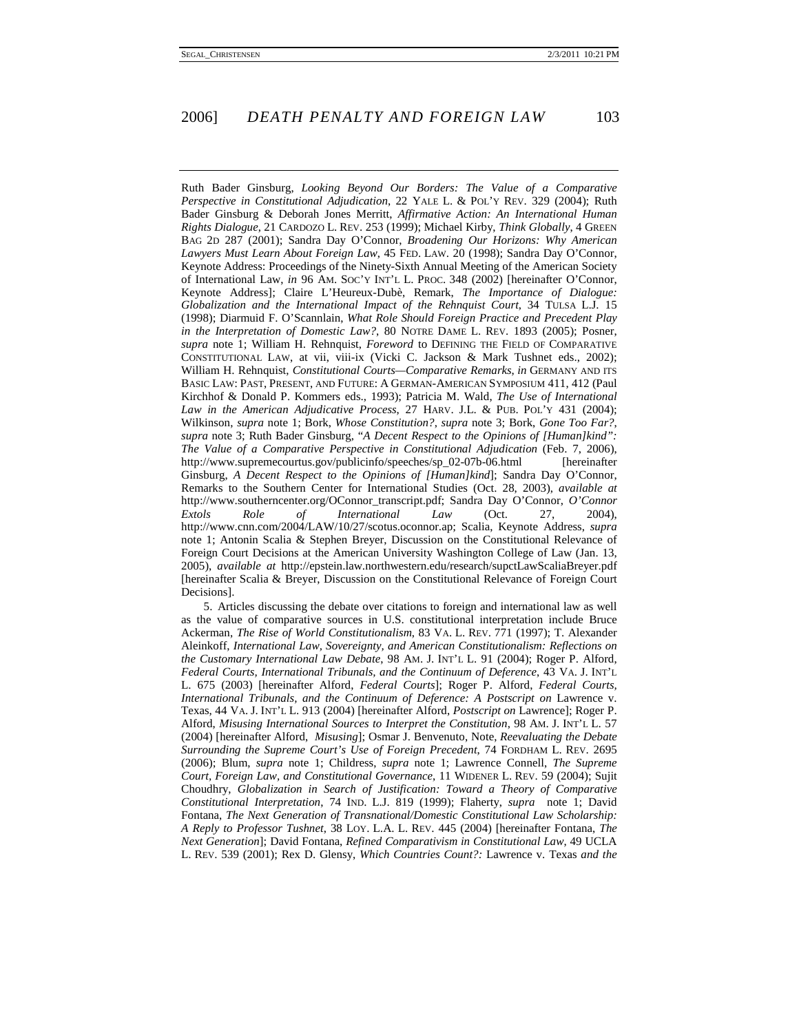Ruth Bader Ginsburg, *Looking Beyond Our Borders: The Value of a Comparative Perspective in Constitutional Adjudication*, 22 YALE L. & POL'Y REV. 329 (2004); Ruth Bader Ginsburg & Deborah Jones Merritt, *Affirmative Action: An International Human Rights Dialogue*, 21 CARDOZO L. REV. 253 (1999); Michael Kirby, *Think Globally*, 4 GREEN BAG 2D 287 (2001); Sandra Day O'Connor, *Broadening Our Horizons: Why American Lawyers Must Learn About Foreign Law*, 45 FED. LAW. 20 (1998); Sandra Day O'Connor, Keynote Address: Proceedings of the Ninety-Sixth Annual Meeting of the American Society of International Law, *in* 96 AM. SOC'Y INT'L L. PROC. 348 (2002) [hereinafter O'Connor, Keynote Address]; Claire L'Heureux-Dubè, Remark, *The Importance of Dialogue: Globalization and the International Impact of the Rehnquist Court*, 34 TULSA L.J. 15 (1998); Diarmuid F. O'Scannlain, *What Role Should Foreign Practice and Precedent Play in the Interpretation of Domestic Law?*, 80 NOTRE DAME L. REV. 1893 (2005); Posner, *supra* note 1; William H. Rehnquist, *Foreword* to DEFINING THE FIELD OF COMPARATIVE CONSTITUTIONAL LAW, at vii, viii-ix (Vicki C. Jackson & Mark Tushnet eds., 2002); William H. Rehnquist, *Constitutional Courts—Comparative Remarks*, *in* GERMANY AND ITS BASIC LAW: PAST, PRESENT, AND FUTURE: A GERMAN-AMERICAN SYMPOSIUM 411, 412 (Paul Kirchhof & Donald P. Kommers eds., 1993); Patricia M. Wald, *The Use of International Law in the American Adjudicative Process*, 27 HARV. J.L. & PUB. POL'Y 431 (2004); Wilkinson, *supra* note 1; Bork, *Whose Constitution?*, *supra* note 3; Bork, *Gone Too Far?*, *supra* note 3; Ruth Bader Ginsburg, "*A Decent Respect to the Opinions of [Human]kind": The Value of a Comparative Perspective in Constitutional Adjudication* (Feb. 7, 2006), http://www.supremecourtus.gov/publicinfo/speeches/sp_02-07b-06.html [hereinafter Ginsburg, *A Decent Respect to the Opinions of [Human]kind*]; Sandra Day O'Connor, Remarks to the Southern Center for International Studies (Oct. 28, 2003), *available at* http://www.southerncenter.org/OConnor_transcript.pdf; Sandra Day O'Connor, *O'Connor Extols Role of International Law* (Oct. 27, 2004), http://www.cnn.com/2004/LAW/10/27/scotus.oconnor.ap; Scalia, Keynote Address, *supra* note 1; Antonin Scalia & Stephen Breyer, Discussion on the Constitutional Relevance of Foreign Court Decisions at the American University Washington College of Law (Jan. 13, 2005), *available at* http://epstein.law.northwestern.edu/research/supctLawScaliaBreyer.pdf [hereinafter Scalia & Breyer, Discussion on the Constitutional Relevance of Foreign Court Decisions].

5. Articles discussing the debate over citations to foreign and international law as well as the value of comparative sources in U.S. constitutional interpretation include Bruce Ackerman, *The Rise of World Constitutionalism*, 83 VA. L. REV. 771 (1997); T. Alexander Aleinkoff, *International Law, Sovereignty, and American Constitutionalism: Reflections on the Customary International Law Debate*, 98 AM. J. INT'L L. 91 (2004); Roger P. Alford, *Federal Courts, International Tribunals, and the Continuum of Deference*, 43 VA. J. INT'L L. 675 (2003) [hereinafter Alford, *Federal Courts*]; Roger P. Alford, *Federal Courts, International Tribunals, and the Continuum of Deference: A Postscript on* Lawrence v. Texas, 44 VA. J. INT'L L. 913 (2004) [hereinafter Alford, *Postscript on* Lawrence]; Roger P. Alford, *Misusing International Sources to Interpret the Constitution*, 98 AM. J. INT'L L. 57 (2004) [hereinafter Alford, *Misusing*]; Osmar J. Benvenuto, Note, *Reevaluating the Debate Surrounding the Supreme Court's Use of Foreign Precedent*, 74 FORDHAM L. REV. 2695 (2006); Blum, *supra* note 1; Childress, *supra* note 1; Lawrence Connell, *The Supreme Court, Foreign Law, and Constitutional Governance*, 11 WIDENER L. REV. 59 (2004); Sujit Choudhry, *Globalization in Search of Justification: Toward a Theory of Comparative Constitutional Interpretation*, 74 IND. L.J. 819 (1999); Flaherty, *supra* note 1; David Fontana, *The Next Generation of Transnational/Domestic Constitutional Law Scholarship: A Reply to Professor Tushnet*, 38 LOY. L.A. L. REV. 445 (2004) [hereinafter Fontana, *The Next Generation*]; David Fontana, *Refined Comparativism in Constitutional Law*, 49 UCLA L. REV. 539 (2001); Rex D. Glensy, *Which Countries Count?:* Lawrence v. Texas *and the*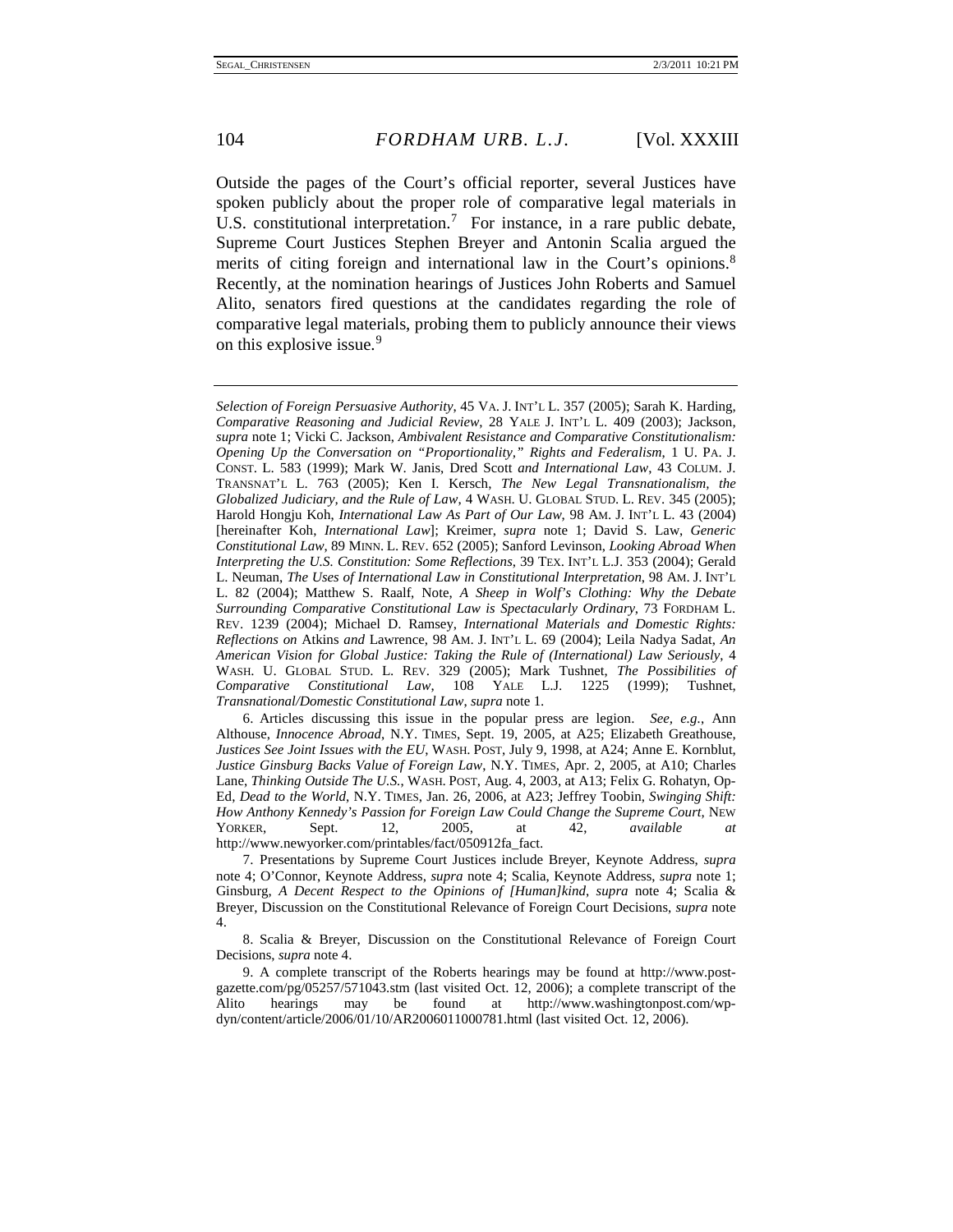Outside the pages of the Court's official reporter, several Justices have spoken publicly about the proper role of comparative legal materials in U.S. constitutional interpretation.[7] For instance, in a rare public debate, Supreme Court Justices Stephen Breyer and Antonin Scalia argued the merits of citing foreign and international law in the Court's opinions.[8] Recently, at the nomination hearings of Justices John Roberts and Samuel Alito, senators fired questions at the candidates regarding the role of comparative legal materials, probing them to publicly announce their views on this explosive issue.[9]

---

*Selection of Foreign Persuasive Authority*, 45 VA. J. INT'L L. 357 (2005); Sarah K. Harding, *Comparative Reasoning and Judicial Review*, 28 YALE J. INT'L L. 409 (2003); Jackson, *supra* note 1; Vicki C. Jackson, *Ambivalent Resistance and Comparative Constitutionalism: Opening Up the Conversation on "Proportionality," Rights and Federalism*, 1 U. PA. J. CONST. L. 583 (1999); Mark W. Janis, Dred Scott *and International Law*, 43 COLUM. J. TRANSNAT'L L. 763 (2005); Ken I. Kersch, *The New Legal Transnationalism, the Globalized Judiciary, and the Rule of Law*, 4 WASH. U. GLOBAL STUD. L. REV. 345 (2005); Harold Hongju Koh, *International Law As Part of Our Law*, 98 AM. J. INT'L L. 43 (2004) [hereinafter Koh, *International Law*]; Kreimer, *supra* note 1; David S. Law, *Generic Constitutional Law*, 89 MINN. L. REV. 652 (2005); Sanford Levinson, *Looking Abroad When Interpreting the U.S. Constitution: Some Reflections*, 39 TEX. INT'L L.J. 353 (2004); Gerald L. Neuman, *The Uses of International Law in Constitutional Interpretation*, 98 AM. J. INT'L L. 82 (2004); Matthew S. Raalf, Note, *A Sheep in Wolf's Clothing: Why the Debate Surrounding Comparative Constitutional Law is Spectacularly Ordinary*, 73 FORDHAM L. REV. 1239 (2004); Michael D. Ramsey, *International Materials and Domestic Rights: Reflections on* Atkins *and* Lawrence, 98 AM. J. INT'L L. 69 (2004); Leila Nadya Sadat, *An American Vision for Global Justice: Taking the Rule of (International) Law Seriously*, 4 WASH. U. GLOBAL STUD. L. REV. 329 (2005); Mark Tushnet, *The Possibilities of Comparative Constitutional Law*, 108 YALE L.J. 1225 (1999); Tushnet, *Transnational/Domestic Constitutional Law*, *supra* note 1.

6. Articles discussing this issue in the popular press are legion. *See, e.g.*, Ann Althouse, *Innocence Abroad*, N.Y. TIMES, Sept. 19, 2005, at A25; Elizabeth Greathouse, *Justices See Joint Issues with the EU*, WASH. POST, July 9, 1998, at A24; Anne E. Kornblut, *Justice Ginsburg Backs Value of Foreign Law*, N.Y. TIMES, Apr. 2, 2005, at A10; Charles Lane, *Thinking Outside The U.S.*, WASH. POST, Aug. 4, 2003, at A13; Felix G. Rohatyn, Op-Ed, *Dead to the World*, N.Y. TIMES, Jan. 26, 2006, at A23; Jeffrey Toobin, *Swinging Shift: How Anthony Kennedy's Passion for Foreign Law Could Change the Supreme Court*, NEW YORKER, Sept. 12, 2005, at 42, *available at* http://www.newyorker.com/printables/fact/050912fa_fact.

7. Presentations by Supreme Court Justices include Breyer, Keynote Address, *supra* note 4; O'Connor, Keynote Address, *supra* note 4; Scalia, Keynote Address, *supra* note 1; Ginsburg, *A Decent Respect to the Opinions of [Human]kind*, *supra* note 4; Scalia & Breyer, Discussion on the Constitutional Relevance of Foreign Court Decisions, *supra* note 4.

8. Scalia & Breyer, Discussion on the Constitutional Relevance of Foreign Court Decisions, *supra* note 4.

9. A complete transcript of the Roberts hearings may be found at http://www.post-gazette.com/pg/05257/571043.stm (last visited Oct. 12, 2006); a complete transcript of the Alito hearings may be found at http://www.washingtonpost.com/wp-dyn/content/article/2006/01/10/AR2006011000781.html (last visited Oct. 12, 2006).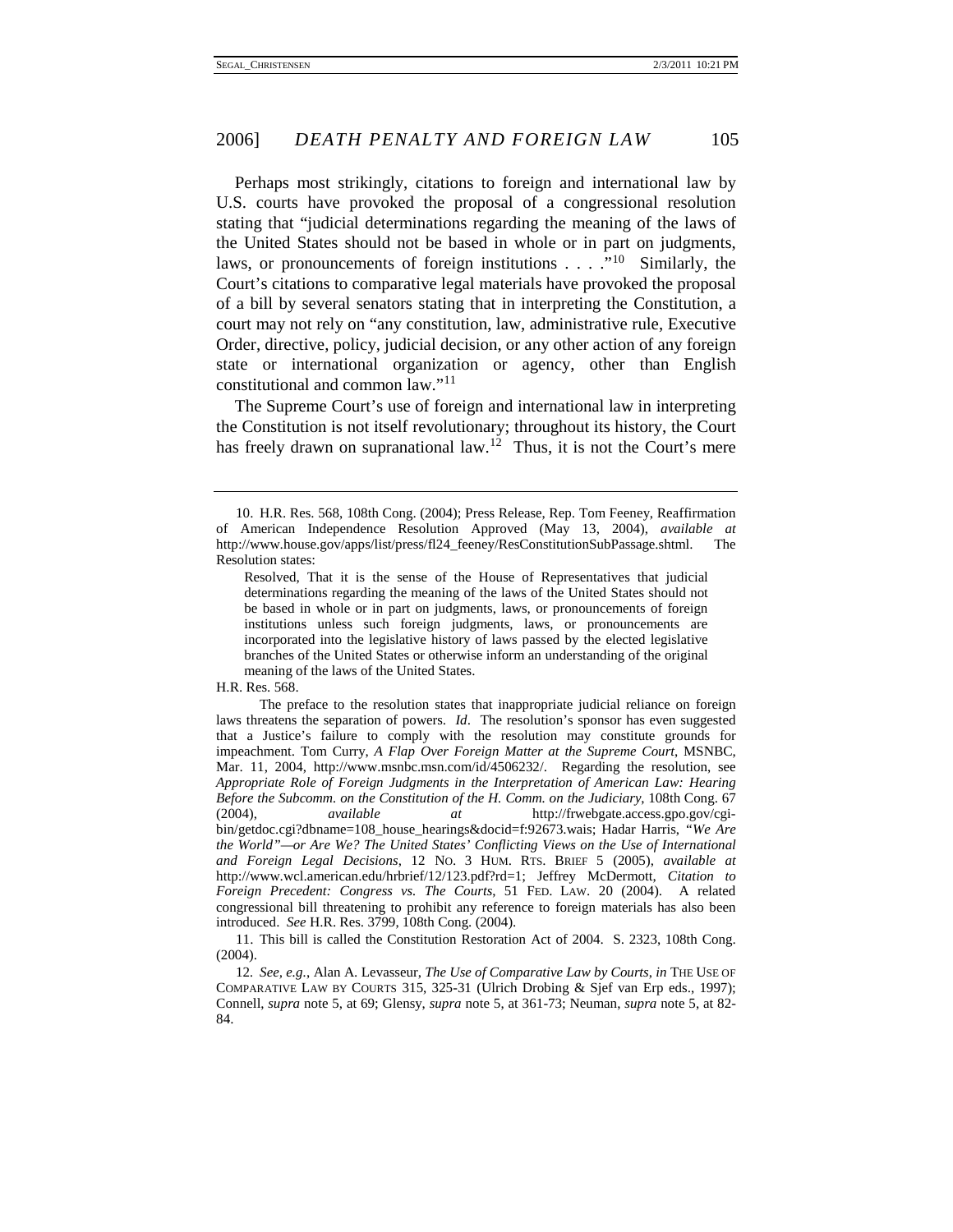Perhaps most strikingly, citations to foreign and international law by U.S. courts have provoked the proposal of a congressional resolution stating that "judicial determinations regarding the meaning of the laws of the United States should not be based in whole or in part on judgments, laws, or pronouncements of foreign institutions . . . ."[10] Similarly, the Court's citations to comparative legal materials have provoked the proposal of a bill by several senators stating that in interpreting the Constitution, a court may not rely on "any constitution, law, administrative rule, Executive Order, directive, policy, judicial decision, or any other action of any foreign state or international organization or agency, other than English constitutional and common law."[11]

The Supreme Court's use of foreign and international law in interpreting the Constitution is not itself revolutionary; throughout its history, the Court has freely drawn on supranational law.[12] Thus, it is not the Court's mere

---

10. H.R. Res. 568, 108th Cong. (2004); Press Release, Rep. Tom Feeney, Reaffirmation of American Independence Resolution Approved (May 13, 2004), *available at* http://www.house.gov/apps/list/press/fl24_feeney/ResConstitutionSubPassage.shtml. The Resolution states:

> Resolved, That it is the sense of the House of Representatives that judicial determinations regarding the meaning of the laws of the United States should not be based in whole or in part on judgments, laws, or pronouncements of foreign institutions unless such foreign judgments, laws, or pronouncements are incorporated into the legislative history of laws passed by the elected legislative branches of the United States or otherwise inform an understanding of the original meaning of the laws of the United States.

H.R. Res. 568.

The preface to the resolution states that inappropriate judicial reliance on foreign laws threatens the separation of powers. *Id*. The resolution's sponsor has even suggested that a Justice's failure to comply with the resolution may constitute grounds for impeachment. Tom Curry, *A Flap Over Foreign Matter at the Supreme Court*, MSNBC, Mar. 11, 2004, http://www.msnbc.msn.com/id/4506232/. Regarding the resolution, see *Appropriate Role of Foreign Judgments in the Interpretation of American Law: Hearing Before the Subcomm. on the Constitution of the H. Comm. on the Judiciary*, 108th Cong. 67 (2004), *available at* http://frwebgate.access.gpo.gov/cgi-bin/getdoc.cgi?dbname=108_house_hearings&docid=f:92673.wais; Hadar Harris, *"We Are the World"—or Are We? The United States' Conflicting Views on the Use of International and Foreign Legal Decisions*, 12 NO. 3 HUM. RTS. BRIEF 5 (2005), *available at* http://www.wcl.american.edu/hrbrief/12/123.pdf?rd=1; Jeffrey McDermott, *Citation to Foreign Precedent: Congress vs. The Courts*, 51 FED. LAW. 20 (2004). A related congressional bill threatening to prohibit any reference to foreign materials has also been introduced. *See* H.R. Res. 3799, 108th Cong. (2004).

11. This bill is called the Constitution Restoration Act of 2004. S. 2323, 108th Cong. (2004).

12. *See, e.g.*, Alan A. Levasseur, *The Use of Comparative Law by Courts*, *in* THE USE OF COMPARATIVE LAW BY COURTS 315, 325-31 (Ulrich Drobing & Sjef van Erp eds., 1997); Connell, *supra* note 5, at 69; Glensy, *supra* note 5, at 361-73; Neuman, *supra* note 5, at 82-84.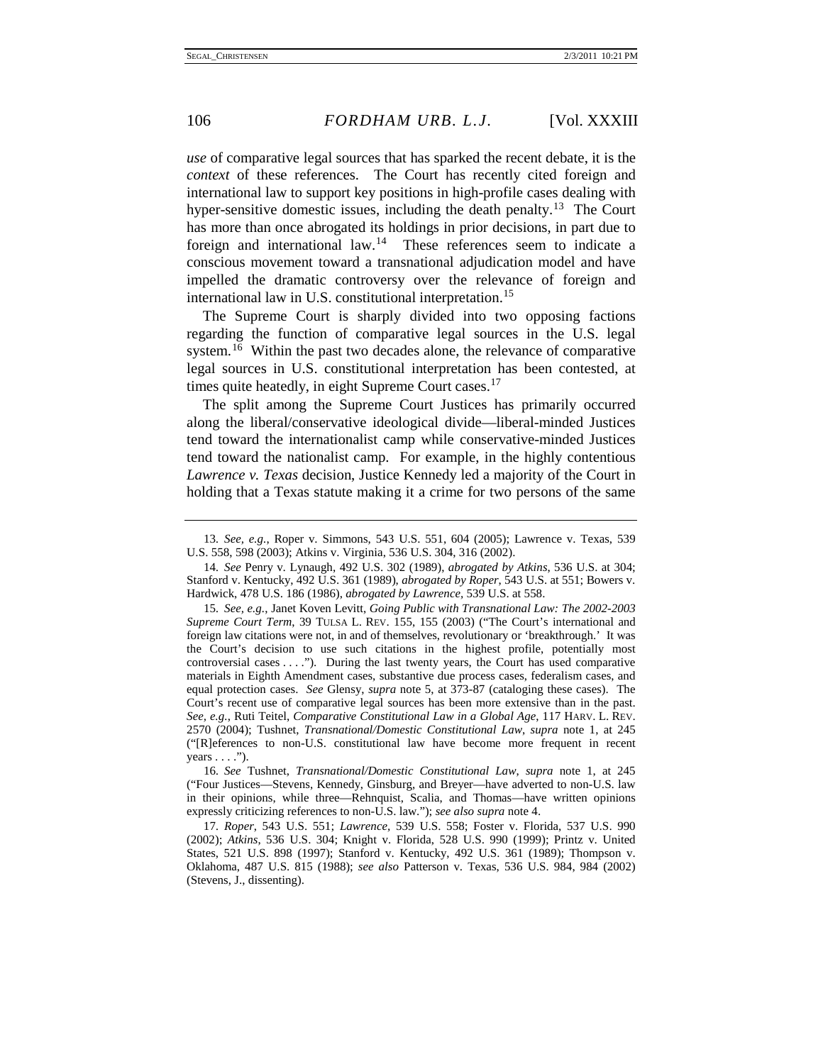*use* of comparative legal sources that has sparked the recent debate, it is the *context* of these references. The Court has recently cited foreign and international law to support key positions in high-profile cases dealing with hyper-sensitive domestic issues, including the death penalty.[13] The Court has more than once abrogated its holdings in prior decisions, in part due to foreign and international law.[14] These references seem to indicate a conscious movement toward a transnational adjudication model and have impelled the dramatic controversy over the relevance of foreign and international law in U.S. constitutional interpretation.[15]

The Supreme Court is sharply divided into two opposing factions regarding the function of comparative legal sources in the U.S. legal system.[16] Within the past two decades alone, the relevance of comparative legal sources in U.S. constitutional interpretation has been contested, at times quite heatedly, in eight Supreme Court cases.[17]

The split among the Supreme Court Justices has primarily occurred along the liberal/conservative ideological divide—liberal-minded Justices tend toward the internationalist camp while conservative-minded Justices tend toward the nationalist camp. For example, in the highly contentious *Lawrence v. Texas* decision, Justice Kennedy led a majority of the Court in holding that a Texas statute making it a crime for two persons of the same

---

13. *See, e.g.*, Roper v. Simmons, 543 U.S. 551, 604 (2005); Lawrence v. Texas, 539 U.S. 558, 598 (2003); Atkins v. Virginia, 536 U.S. 304, 316 (2002).

14. *See* Penry v. Lynaugh, 492 U.S. 302 (1989), *abrogated by Atkins*, 536 U.S. at 304; Stanford v. Kentucky, 492 U.S. 361 (1989), *abrogated by Roper*, 543 U.S. at 551; Bowers v. Hardwick, 478 U.S. 186 (1986), *abrogated by Lawrence*, 539 U.S. at 558.

15. *See, e.g.*, Janet Koven Levitt, *Going Public with Transnational Law: The 2002-2003 Supreme Court Term*, 39 TULSA L. REV. 155, 155 (2003) ("The Court's international and foreign law citations were not, in and of themselves, revolutionary or 'breakthrough.' It was the Court's decision to use such citations in the highest profile, potentially most controversial cases . . . ."). During the last twenty years, the Court has used comparative materials in Eighth Amendment cases, substantive due process cases, federalism cases, and equal protection cases. *See* Glensy, *supra* note 5, at 373-87 (cataloging these cases). The Court's recent use of comparative legal sources has been more extensive than in the past. *See, e.g.*, Ruti Teitel, *Comparative Constitutional Law in a Global Age*, 117 HARV. L. REV. 2570 (2004); Tushnet, *Transnational/Domestic Constitutional Law*, *supra* note 1, at 245 ("[R]eferences to non-U.S. constitutional law have become more frequent in recent years . . . .").

16. *See* Tushnet, *Transnational/Domestic Constitutional Law*, *supra* note 1, at 245 ("Four Justices—Stevens, Kennedy, Ginsburg, and Breyer—have adverted to non-U.S. law in their opinions, while three—Rehnquist, Scalia, and Thomas—have written opinions expressly criticizing references to non-U.S. law."); *see also supra* note 4.

17. *Roper*, 543 U.S. 551; *Lawrence*, 539 U.S. 558; Foster v. Florida, 537 U.S. 990 (2002); *Atkins*, 536 U.S. 304; Knight v. Florida, 528 U.S. 990 (1999); Printz v. United States, 521 U.S. 898 (1997); Stanford v. Kentucky, 492 U.S. 361 (1989); Thompson v. Oklahoma, 487 U.S. 815 (1988); *see also* Patterson v. Texas, 536 U.S. 984, 984 (2002) (Stevens, J., dissenting).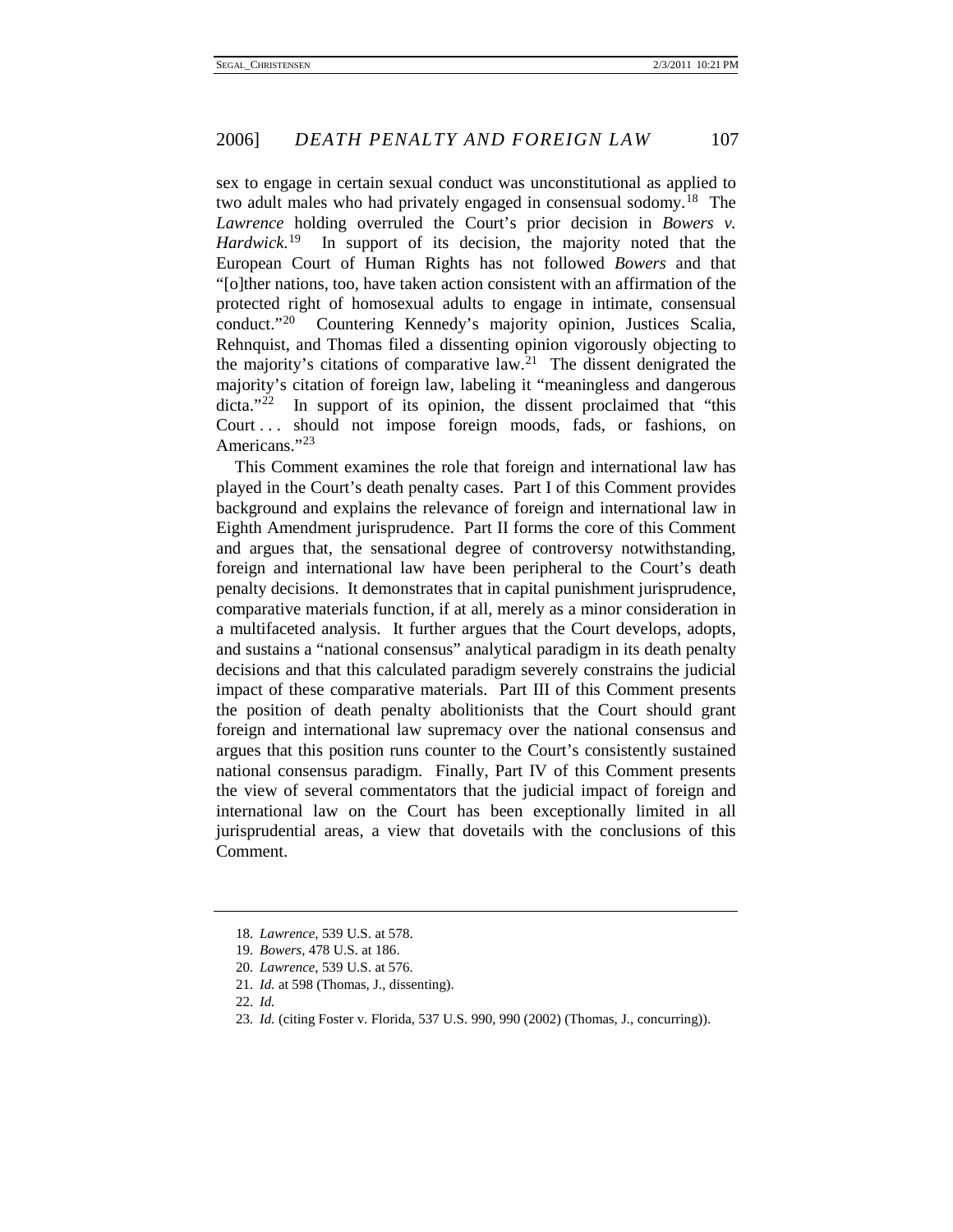sex to engage in certain sexual conduct was unconstitutional as applied to two adult males who had privately engaged in consensual sodomy.[18] The *Lawrence* holding overruled the Court's prior decision in *Bowers v. Hardwick*.[19] In support of its decision, the majority noted that the European Court of Human Rights has not followed *Bowers* and that "[o]ther nations, too, have taken action consistent with an affirmation of the protected right of homosexual adults to engage in intimate, consensual conduct."[20] Countering Kennedy's majority opinion, Justices Scalia, Rehnquist, and Thomas filed a dissenting opinion vigorously objecting to the majority's citations of comparative law.[21] The dissent denigrated the majority's citation of foreign law, labeling it "meaningless and dangerous dicta."[22] In support of its opinion, the dissent proclaimed that "this Court . . . should not impose foreign moods, fads, or fashions, on Americans."[23]

This Comment examines the role that foreign and international law has played in the Court's death penalty cases. Part I of this Comment provides background and explains the relevance of foreign and international law in Eighth Amendment jurisprudence. Part II forms the core of this Comment and argues that, the sensational degree of controversy notwithstanding, foreign and international law have been peripheral to the Court's death penalty decisions. It demonstrates that in capital punishment jurisprudence, comparative materials function, if at all, merely as a minor consideration in a multifaceted analysis. It further argues that the Court develops, adopts, and sustains a "national consensus" analytical paradigm in its death penalty decisions and that this calculated paradigm severely constrains the judicial impact of these comparative materials. Part III of this Comment presents the position of death penalty abolitionists that the Court should grant foreign and international law supremacy over the national consensus and argues that this position runs counter to the Court's consistently sustained national consensus paradigm. Finally, Part IV of this Comment presents the view of several commentators that the judicial impact of foreign and international law on the Court has been exceptionally limited in all jurisprudential areas, a view that dovetails with the conclusions of this Comment.

---

18. *Lawrence*, 539 U.S. at 578.
19. *Bowers*, 478 U.S. at 186.
20. *Lawrence*, 539 U.S. at 576.
21. *Id.* at 598 (Thomas, J., dissenting).
22. *Id.*
23. *Id.* (citing Foster v. Florida, 537 U.S. 990, 990 (2002) (Thomas, J., concurring)).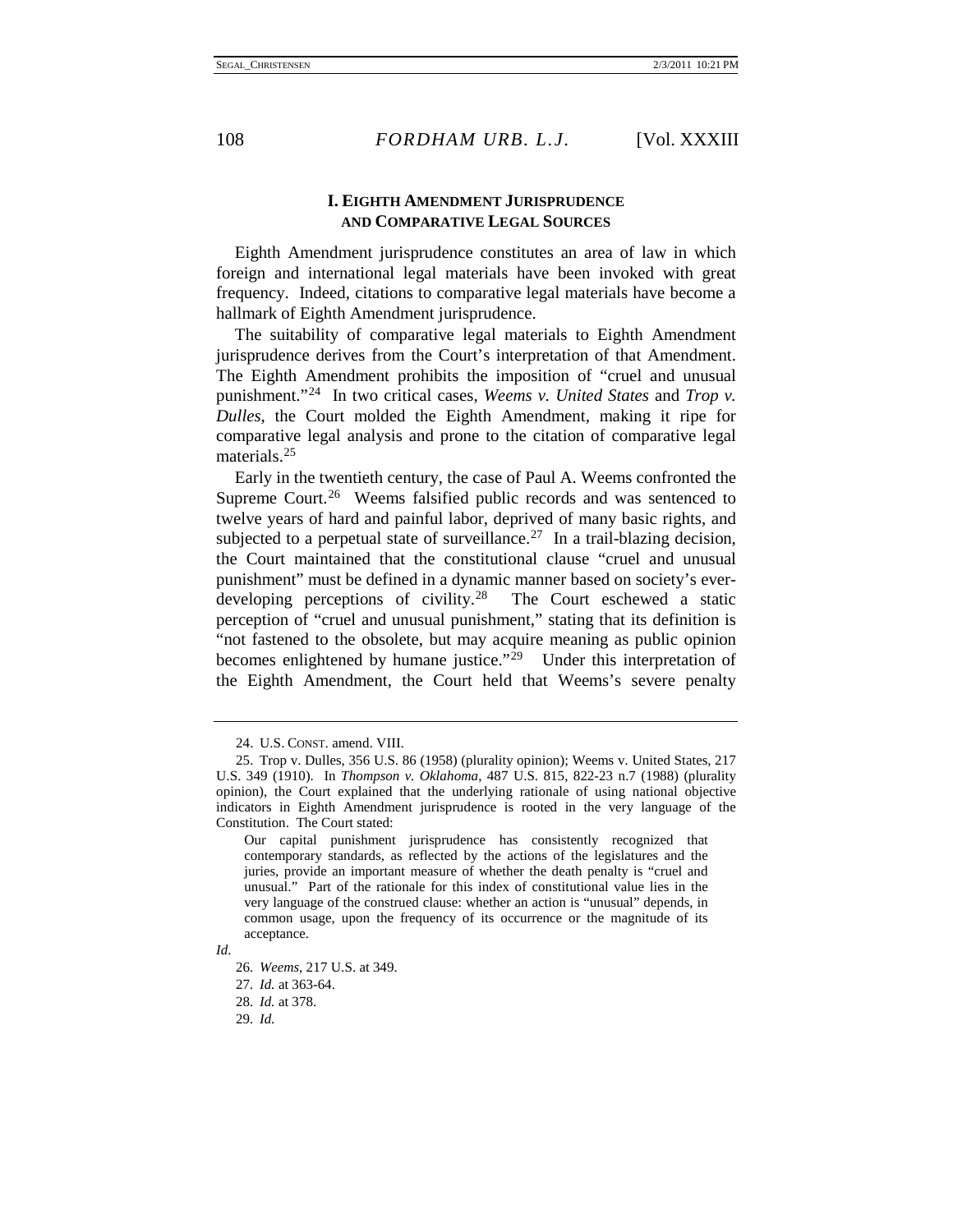## I. Eighth Amendment Jurisprudence and Comparative Legal Sources

Eighth Amendment jurisprudence constitutes an area of law in which foreign and international legal materials have been invoked with great frequency. Indeed, citations to comparative legal materials have become a hallmark of Eighth Amendment jurisprudence.

The suitability of comparative legal materials to Eighth Amendment jurisprudence derives from the Court's interpretation of that Amendment. The Eighth Amendment prohibits the imposition of "cruel and unusual punishment."[24] In two critical cases, *Weems v. United States* and *Trop v. Dulles*, the Court molded the Eighth Amendment, making it ripe for comparative legal analysis and prone to the citation of comparative legal materials.[25]

Early in the twentieth century, the case of Paul A. Weems confronted the Supreme Court.[26] Weems falsified public records and was sentenced to twelve years of hard and painful labor, deprived of many basic rights, and subjected to a perpetual state of surveillance.[27] In a trail-blazing decision, the Court maintained that the constitutional clause "cruel and unusual punishment" must be defined in a dynamic manner based on society's ever-developing perceptions of civility.[28] The Court eschewed a static perception of "cruel and unusual punishment," stating that its definition is "not fastened to the obsolete, but may acquire meaning as public opinion becomes enlightened by humane justice."[29] Under this interpretation of the Eighth Amendment, the Court held that Weems's severe penalty

---

24. U.S. CONST. amend. VIII.

25. Trop v. Dulles, 356 U.S. 86 (1958) (plurality opinion); Weems v. United States, 217 U.S. 349 (1910). In *Thompson v. Oklahoma*, 487 U.S. 815, 822-23 n.7 (1988) (plurality opinion), the Court explained that the underlying rationale of using national objective indicators in Eighth Amendment jurisprudence is rooted in the very language of the Constitution. The Court stated:

> Our capital punishment jurisprudence has consistently recognized that contemporary standards, as reflected by the actions of the legislatures and the juries, provide an important measure of whether the death penalty is "cruel and unusual." Part of the rationale for this index of constitutional value lies in the very language of the construed clause: whether an action is "unusual" depends, in common usage, upon the frequency of its occurrence or the magnitude of its acceptance.

*Id.*

26. *Weems*, 217 U.S. at 349.

27. *Id.* at 363-64.

28. *Id.* at 378.

29. *Id.*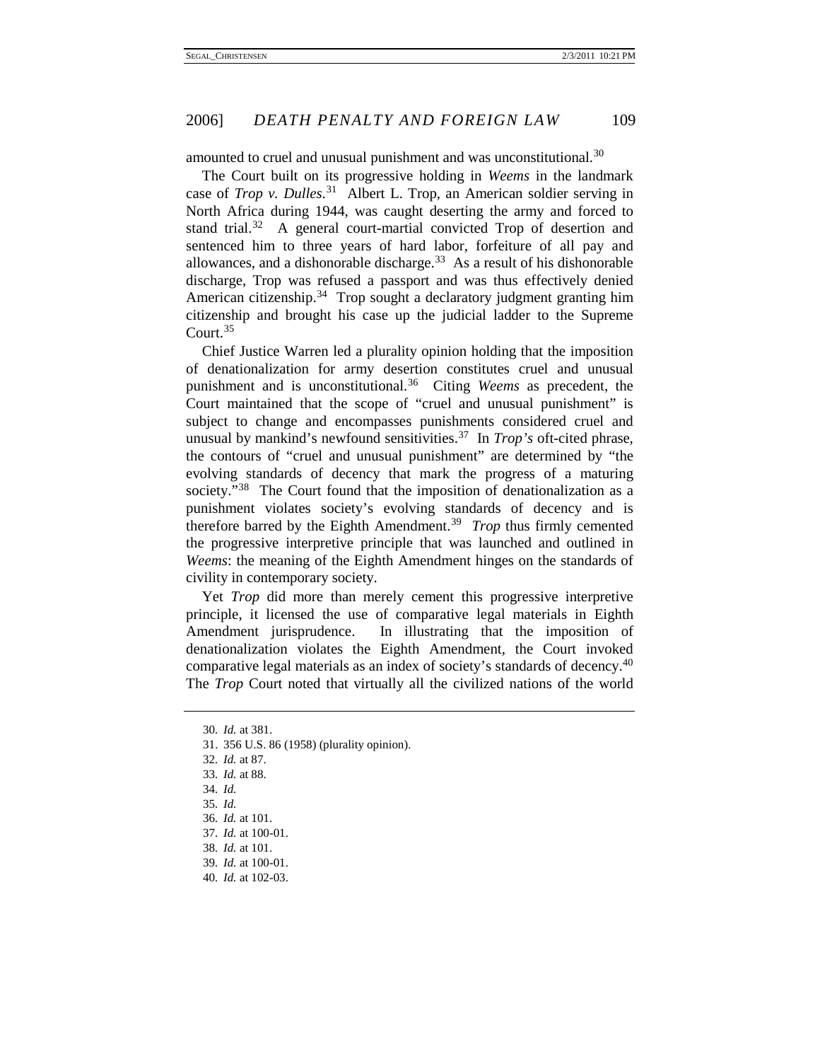amounted to cruel and unusual punishment and was unconstitutional.[30]

The Court built on its progressive holding in *Weems* in the landmark case of *Trop v. Dulles*.[31] Albert L. Trop, an American soldier serving in North Africa during 1944, was caught deserting the army and forced to stand trial.[32] A general court-martial convicted Trop of desertion and sentenced him to three years of hard labor, forfeiture of all pay and allowances, and a dishonorable discharge.[33] As a result of his dishonorable discharge, Trop was refused a passport and was thus effectively denied American citizenship.[34] Trop sought a declaratory judgment granting him citizenship and brought his case up the judicial ladder to the Supreme Court.[35]

Chief Justice Warren led a plurality opinion holding that the imposition of denationalization for army desertion constitutes cruel and unusual punishment and is unconstitutional.[36] Citing *Weems* as precedent, the Court maintained that the scope of "cruel and unusual punishment" is subject to change and encompasses punishments considered cruel and unusual by mankind's newfound sensitivities.[37] In *Trop's* oft-cited phrase, the contours of "cruel and unusual punishment" are determined by "the evolving standards of decency that mark the progress of a maturing society."[38] The Court found that the imposition of denationalization as a punishment violates society's evolving standards of decency and is therefore barred by the Eighth Amendment.[39] *Trop* thus firmly cemented the progressive interpretive principle that was launched and outlined in *Weems*: the meaning of the Eighth Amendment hinges on the standards of civility in contemporary society.

Yet *Trop* did more than merely cement this progressive interpretive principle, it licensed the use of comparative legal materials in Eighth Amendment jurisprudence. In illustrating that the imposition of denationalization violates the Eighth Amendment, the Court invoked comparative legal materials as an index of society's standards of decency.[40] The *Trop* Court noted that virtually all the civilized nations of the world

---

30. *Id.* at 381.
31. 356 U.S. 86 (1958) (plurality opinion).
32. *Id.* at 87.
33. *Id.* at 88.
34. *Id.*
35. *Id.*
36. *Id.* at 101.
37. *Id.* at 100-01.
38. *Id.* at 101.
39. *Id.* at 100-01.
40. *Id.* at 102-03.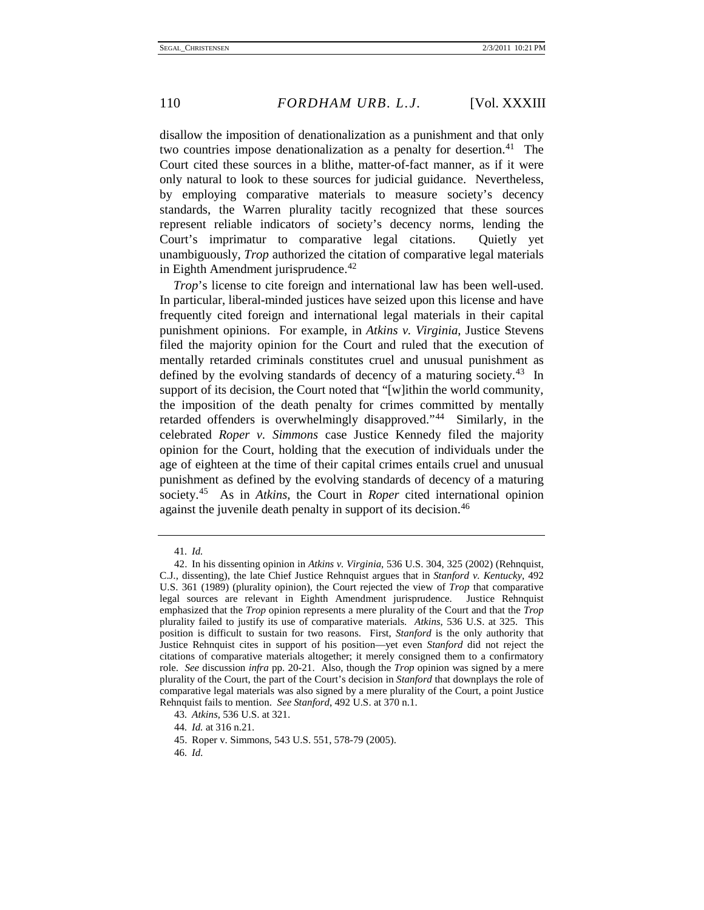disallow the imposition of denationalization as a punishment and that only two countries impose denationalization as a penalty for desertion.[41] The Court cited these sources in a blithe, matter-of-fact manner, as if it were only natural to look to these sources for judicial guidance. Nevertheless, by employing comparative materials to measure society's decency standards, the Warren plurality tacitly recognized that these sources represent reliable indicators of society's decency norms, lending the Court's imprimatur to comparative legal citations. Quietly yet unambiguously, *Trop* authorized the citation of comparative legal materials in Eighth Amendment jurisprudence.[42]

*Trop*'s license to cite foreign and international law has been well-used. In particular, liberal-minded justices have seized upon this license and have frequently cited foreign and international legal materials in their capital punishment opinions. For example, in *Atkins v. Virginia*, Justice Stevens filed the majority opinion for the Court and ruled that the execution of mentally retarded criminals constitutes cruel and unusual punishment as defined by the evolving standards of decency of a maturing society.[43] In support of its decision, the Court noted that "[w]ithin the world community, the imposition of the death penalty for crimes committed by mentally retarded offenders is overwhelmingly disapproved."[44] Similarly, in the celebrated *Roper v. Simmons* case Justice Kennedy filed the majority opinion for the Court, holding that the execution of individuals under the age of eighteen at the time of their capital crimes entails cruel and unusual punishment as defined by the evolving standards of decency of a maturing society.[45] As in *Atkins*, the Court in *Roper* cited international opinion against the juvenile death penalty in support of its decision.[46]

---

41. *Id.*

42. In his dissenting opinion in *Atkins v. Virginia*, 536 U.S. 304, 325 (2002) (Rehnquist, C.J., dissenting), the late Chief Justice Rehnquist argues that in *Stanford v. Kentucky*, 492 U.S. 361 (1989) (plurality opinion), the Court rejected the view of *Trop* that comparative legal sources are relevant in Eighth Amendment jurisprudence. Justice Rehnquist emphasized that the *Trop* opinion represents a mere plurality of the Court and that the *Trop* plurality failed to justify its use of comparative materials. *Atkins*, 536 U.S. at 325. This position is difficult to sustain for two reasons. First, *Stanford* is the only authority that Justice Rehnquist cites in support of his position—yet even *Stanford* did not reject the citations of comparative materials altogether; it merely consigned them to a confirmatory role. *See* discussion *infra* pp. 20-21. Also, though the *Trop* opinion was signed by a mere plurality of the Court, the part of the Court's decision in *Stanford* that downplays the role of comparative legal materials was also signed by a mere plurality of the Court, a point Justice Rehnquist fails to mention. *See Stanford*, 492 U.S. at 370 n.1.

43. *Atkins*, 536 U.S. at 321.

44. *Id.* at 316 n.21.

45. Roper v. Simmons, 543 U.S. 551, 578-79 (2005).

46. *Id.*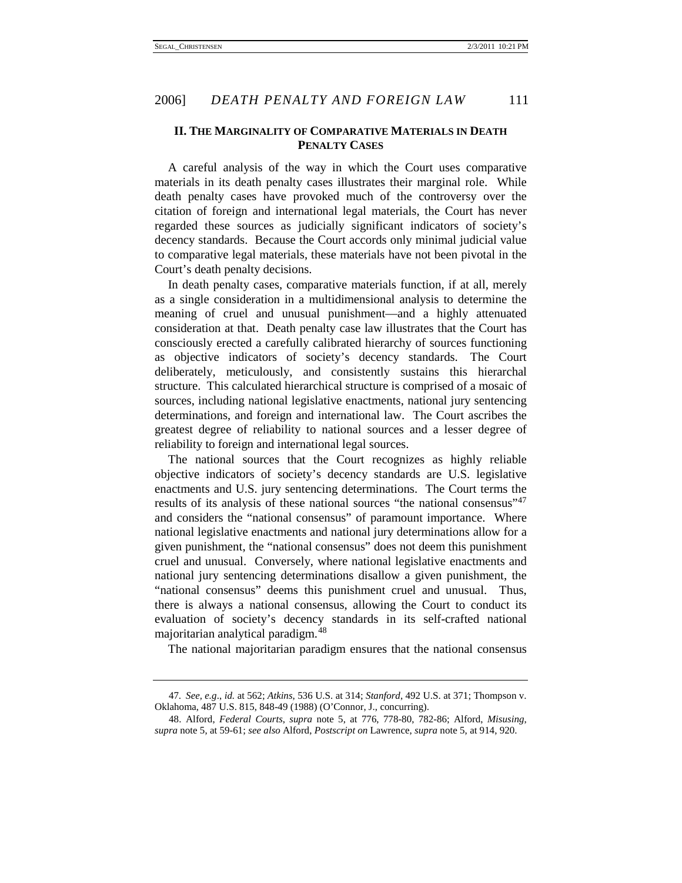## II. THE MARGINALITY OF COMPARATIVE MATERIALS IN DEATH PENALTY CASES

A careful analysis of the way in which the Court uses comparative materials in its death penalty cases illustrates their marginal role. While death penalty cases have provoked much of the controversy over the citation of foreign and international legal materials, the Court has never regarded these sources as judicially significant indicators of society's decency standards. Because the Court accords only minimal judicial value to comparative legal materials, these materials have not been pivotal in the Court's death penalty decisions.

In death penalty cases, comparative materials function, if at all, merely as a single consideration in a multidimensional analysis to determine the meaning of cruel and unusual punishment—and a highly attenuated consideration at that. Death penalty case law illustrates that the Court has consciously erected a carefully calibrated hierarchy of sources functioning as objective indicators of society's decency standards. The Court deliberately, meticulously, and consistently sustains this hierarchal structure. This calculated hierarchical structure is comprised of a mosaic of sources, including national legislative enactments, national jury sentencing determinations, and foreign and international law. The Court ascribes the greatest degree of reliability to national sources and a lesser degree of reliability to foreign and international legal sources.

The national sources that the Court recognizes as highly reliable objective indicators of society's decency standards are U.S. legislative enactments and U.S. jury sentencing determinations. The Court terms the results of its analysis of these national sources "the national consensus"[47] and considers the "national consensus" of paramount importance. Where national legislative enactments and national jury determinations allow for a given punishment, the "national consensus" does not deem this punishment cruel and unusual. Conversely, where national legislative enactments and national jury sentencing determinations disallow a given punishment, the "national consensus" deems this punishment cruel and unusual. Thus, there is always a national consensus, allowing the Court to conduct its evaluation of society's decency standards in its self-crafted national majoritarian analytical paradigm.[48]

The national majoritarian paradigm ensures that the national consensus

---

47. *See, e.g.*, *id.* at 562; *Atkins*, 536 U.S. at 314; *Stanford*, 492 U.S. at 371; Thompson v. Oklahoma, 487 U.S. 815, 848-49 (1988) (O'Connor, J., concurring).

48. Alford, *Federal Courts*, *supra* note 5, at 776, 778-80, 782-86; Alford, *Misusing*, *supra* note 5, at 59-61; *see also* Alford, *Postscript on* Lawrence, *supra* note 5, at 914, 920.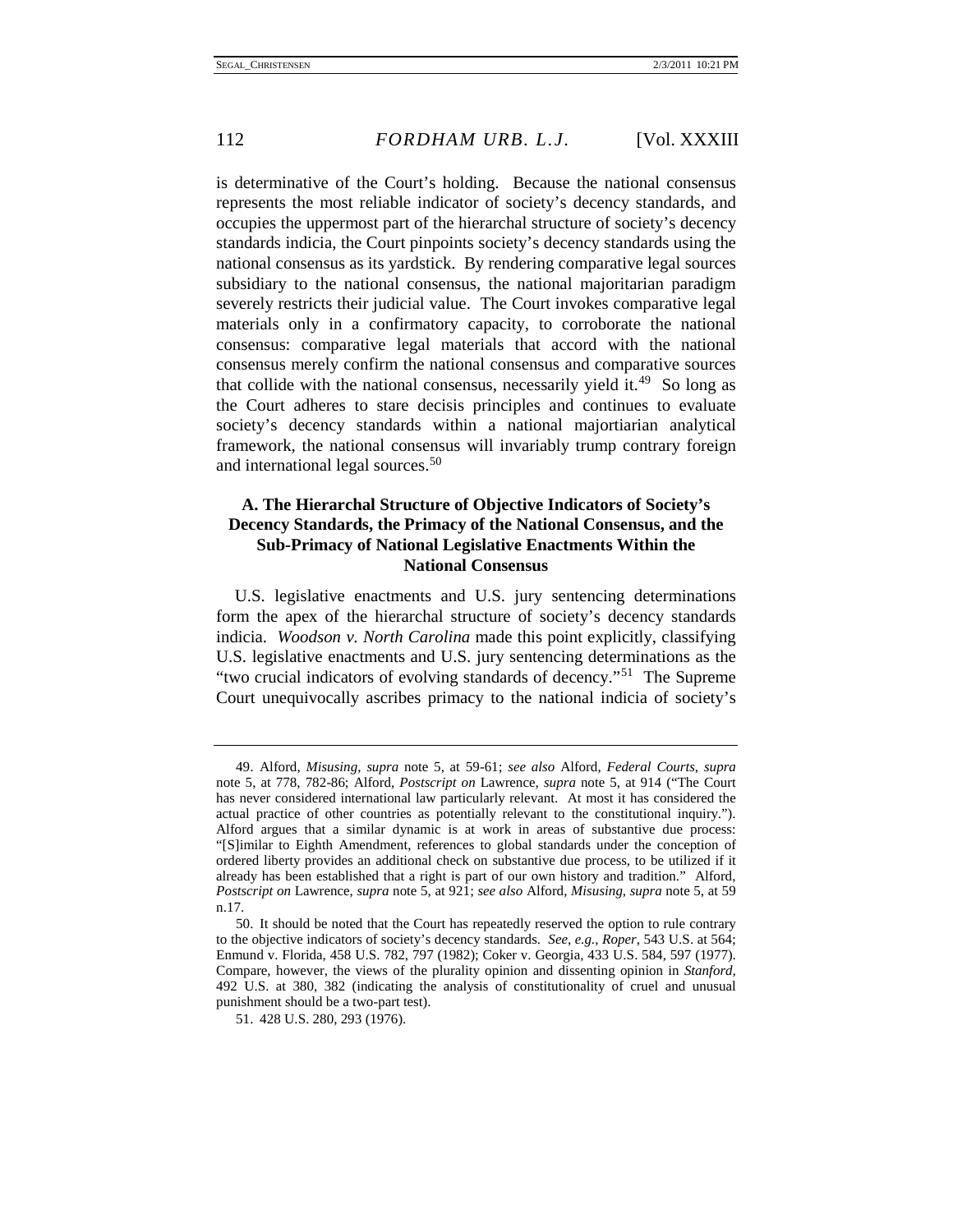is determinative of the Court's holding. Because the national consensus represents the most reliable indicator of society's decency standards, and occupies the uppermost part of the hierarchal structure of society's decency standards indicia, the Court pinpoints society's decency standards using the national consensus as its yardstick. By rendering comparative legal sources subsidiary to the national consensus, the national majoritarian paradigm severely restricts their judicial value. The Court invokes comparative legal materials only in a confirmatory capacity, to corroborate the national consensus: comparative legal materials that accord with the national consensus merely confirm the national consensus and comparative sources that collide with the national consensus, necessarily yield it.[49] So long as the Court adheres to stare decisis principles and continues to evaluate society's decency standards within a national majortiarian analytical framework, the national consensus will invariably trump contrary foreign and international legal sources.[50]

### A. The Hierarchal Structure of Objective Indicators of Society's Decency Standards, the Primacy of the National Consensus, and the Sub-Primacy of National Legislative Enactments Within the National Consensus

U.S. legislative enactments and U.S. jury sentencing determinations form the apex of the hierarchal structure of society's decency standards indicia. *Woodson v. North Carolina* made this point explicitly, classifying U.S. legislative enactments and U.S. jury sentencing determinations as the "two crucial indicators of evolving standards of decency."[51] The Supreme Court unequivocally ascribes primacy to the national indicia of society's

---

49. Alford, *Misusing*, *supra* note 5, at 59-61; *see also* Alford, *Federal Courts*, *supra* note 5, at 778, 782-86; Alford, *Postscript on* Lawrence, *supra* note 5, at 914 ("The Court has never considered international law particularly relevant. At most it has considered the actual practice of other countries as potentially relevant to the constitutional inquiry."). Alford argues that a similar dynamic is at work in areas of substantive due process: "[S]imilar to Eighth Amendment, references to global standards under the conception of ordered liberty provides an additional check on substantive due process, to be utilized if it already has been established that a right is part of our own history and tradition." Alford, *Postscript on* Lawrence, *supra* note 5, at 921; *see also* Alford, *Misusing*, *supra* note 5, at 59 n.17.

50. It should be noted that the Court has repeatedly reserved the option to rule contrary to the objective indicators of society's decency standards. *See, e.g.*, *Roper*, 543 U.S. at 564; Enmund v. Florida, 458 U.S. 782, 797 (1982); Coker v. Georgia, 433 U.S. 584, 597 (1977). Compare, however, the views of the plurality opinion and dissenting opinion in *Stanford*, 492 U.S. at 380, 382 (indicating the analysis of constitutionality of cruel and unusual punishment should be a two-part test).

51. 428 U.S. 280, 293 (1976).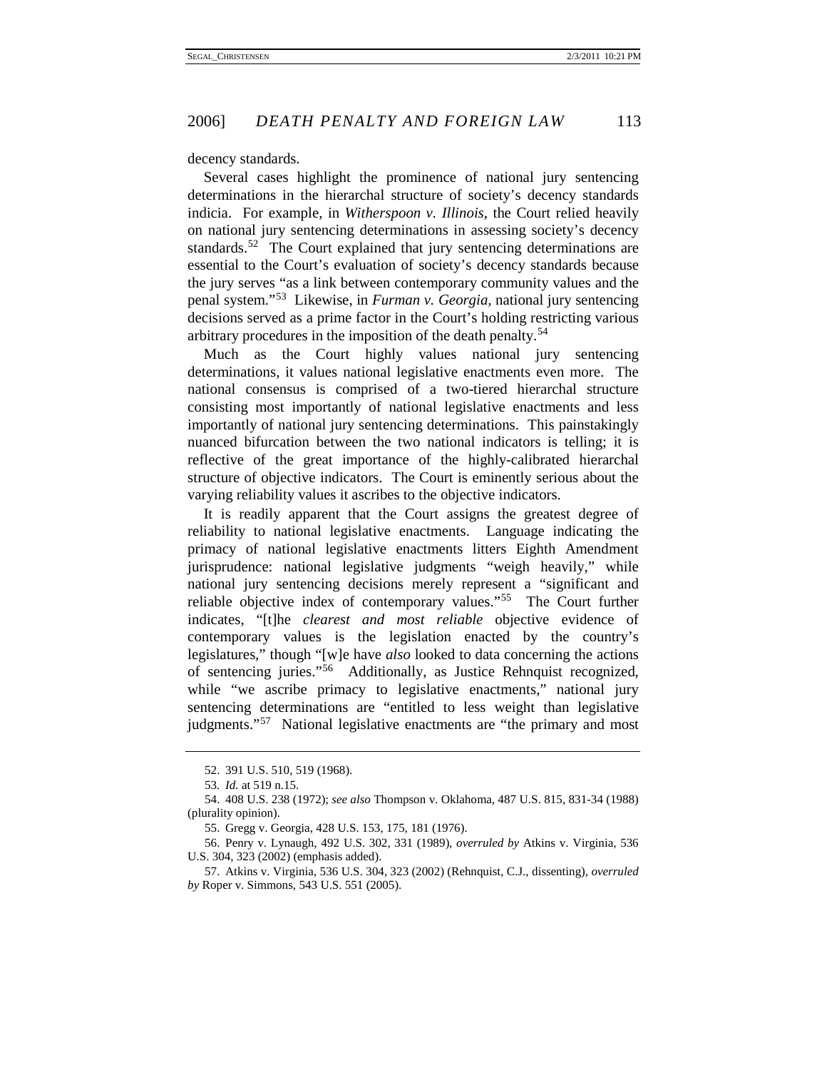decency standards.

Several cases highlight the prominence of national jury sentencing determinations in the hierarchal structure of society's decency standards indicia. For example, in *Witherspoon v. Illinois*, the Court relied heavily on national jury sentencing determinations in assessing society's decency standards.[52] The Court explained that jury sentencing determinations are essential to the Court's evaluation of society's decency standards because the jury serves "as a link between contemporary community values and the penal system."[53] Likewise, in *Furman v. Georgia,* national jury sentencing decisions served as a prime factor in the Court's holding restricting various arbitrary procedures in the imposition of the death penalty.[54]

Much as the Court highly values national jury sentencing determinations, it values national legislative enactments even more. The national consensus is comprised of a two-tiered hierarchal structure consisting most importantly of national legislative enactments and less importantly of national jury sentencing determinations. This painstakingly nuanced bifurcation between the two national indicators is telling; it is reflective of the great importance of the highly-calibrated hierarchal structure of objective indicators. The Court is eminently serious about the varying reliability values it ascribes to the objective indicators.

It is readily apparent that the Court assigns the greatest degree of reliability to national legislative enactments. Language indicating the primacy of national legislative enactments litters Eighth Amendment jurisprudence: national legislative judgments "weigh heavily," while national jury sentencing decisions merely represent a "significant and reliable objective index of contemporary values."[55] The Court further indicates, "[t]he *clearest and most reliable* objective evidence of contemporary values is the legislation enacted by the country's legislatures," though "[w]e have *also* looked to data concerning the actions of sentencing juries."[56] Additionally, as Justice Rehnquist recognized, while "we ascribe primacy to legislative enactments," national jury sentencing determinations are "entitled to less weight than legislative judgments."[57] National legislative enactments are "the primary and most

---

52. 391 U.S. 510, 519 (1968).

53. *Id.* at 519 n.15.

54. 408 U.S. 238 (1972); *see also* Thompson v. Oklahoma, 487 U.S. 815, 831-34 (1988) (plurality opinion).

55. Gregg v. Georgia, 428 U.S. 153, 175, 181 (1976).

56. Penry v. Lynaugh, 492 U.S. 302, 331 (1989), *overruled by* Atkins v. Virginia, 536 U.S. 304, 323 (2002) (emphasis added).

57. Atkins v. Virginia, 536 U.S. 304, 323 (2002) (Rehnquist, C.J., dissenting), *overruled by* Roper v. Simmons, 543 U.S. 551 (2005).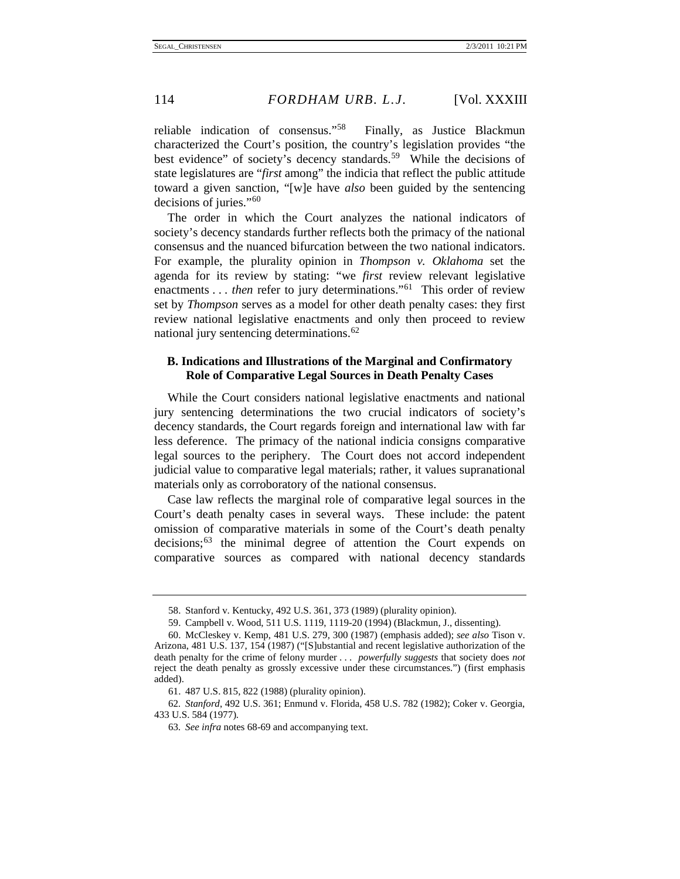reliable indication of consensus."[58] Finally, as Justice Blackmun characterized the Court's position, the country's legislation provides "the best evidence" of society's decency standards.[59] While the decisions of state legislatures are "*first* among" the indicia that reflect the public attitude toward a given sanction, "[w]e have *also* been guided by the sentencing decisions of juries."[60]

The order in which the Court analyzes the national indicators of society's decency standards further reflects both the primacy of the national consensus and the nuanced bifurcation between the two national indicators. For example, the plurality opinion in *Thompson v. Oklahoma* set the agenda for its review by stating: "we *first* review relevant legislative enactments . . . *then* refer to jury determinations."[61] This order of review set by *Thompson* serves as a model for other death penalty cases: they first review national legislative enactments and only then proceed to review national jury sentencing determinations.[62]

### B. Indications and Illustrations of the Marginal and Confirmatory Role of Comparative Legal Sources in Death Penalty Cases

While the Court considers national legislative enactments and national jury sentencing determinations the two crucial indicators of society's decency standards, the Court regards foreign and international law with far less deference. The primacy of the national indicia consigns comparative legal sources to the periphery. The Court does not accord independent judicial value to comparative legal materials; rather, it values supranational materials only as corroboratory of the national consensus.

Case law reflects the marginal role of comparative legal sources in the Court's death penalty cases in several ways. These include: the patent omission of comparative materials in some of the Court's death penalty decisions;[63] the minimal degree of attention the Court expends on comparative sources as compared with national decency standards

---

58. Stanford v. Kentucky, 492 U.S. 361, 373 (1989) (plurality opinion).

59. Campbell v. Wood, 511 U.S. 1119, 1119-20 (1994) (Blackmun, J., dissenting).

60. McCleskey v. Kemp, 481 U.S. 279, 300 (1987) (emphasis added); *see also* Tison v. Arizona, 481 U.S. 137, 154 (1987) ("[S]ubstantial and recent legislative authorization of the death penalty for the crime of felony murder . . . *powerfully suggests* that society does *not* reject the death penalty as grossly excessive under these circumstances.") (first emphasis added).

61. 487 U.S. 815, 822 (1988) (plurality opinion).

62. *Stanford*, 492 U.S. 361; Enmund v. Florida, 458 U.S. 782 (1982); Coker v. Georgia, 433 U.S. 584 (1977).

63. *See infra* notes 68-69 and accompanying text.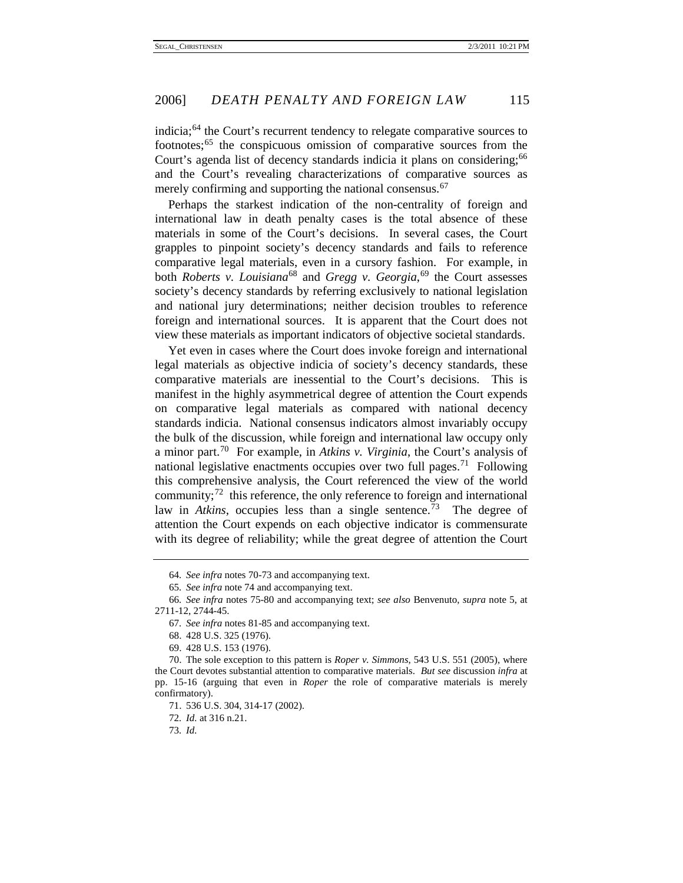indicia;[64] the Court's recurrent tendency to relegate comparative sources to footnotes;[65] the conspicuous omission of comparative sources from the Court's agenda list of decency standards indicia it plans on considering;[66] and the Court's revealing characterizations of comparative sources as merely confirming and supporting the national consensus.[67]

Perhaps the starkest indication of the non-centrality of foreign and international law in death penalty cases is the total absence of these materials in some of the Court's decisions. In several cases, the Court grapples to pinpoint society's decency standards and fails to reference comparative legal materials, even in a cursory fashion. For example, in both *Roberts v. Louisiana*[68] and *Gregg v. Georgia*,[69] the Court assesses society's decency standards by referring exclusively to national legislation and national jury determinations; neither decision troubles to reference foreign and international sources. It is apparent that the Court does not view these materials as important indicators of objective societal standards.

Yet even in cases where the Court does invoke foreign and international legal materials as objective indicia of society's decency standards, these comparative materials are inessential to the Court's decisions. This is manifest in the highly asymmetrical degree of attention the Court expends on comparative legal materials as compared with national decency standards indicia. National consensus indicators almost invariably occupy the bulk of the discussion, while foreign and international law occupy only a minor part.[70] For example, in *Atkins v. Virginia*, the Court's analysis of national legislative enactments occupies over two full pages.[71] Following this comprehensive analysis, the Court referenced the view of the world community;[72] this reference, the only reference to foreign and international law in *Atkins*, occupies less than a single sentence.[73] The degree of attention the Court expends on each objective indicator is commensurate with its degree of reliability; while the great degree of attention the Court

---

64. *See infra* notes 70-73 and accompanying text.

65. *See infra* note 74 and accompanying text.

66. *See infra* notes 75-80 and accompanying text; *see also* Benvenuto, *supra* note 5, at 2711-12, 2744-45.

67. *See infra* notes 81-85 and accompanying text.

68. 428 U.S. 325 (1976).

69. 428 U.S. 153 (1976).

70. The sole exception to this pattern is *Roper v. Simmons*, 543 U.S. 551 (2005), where the Court devotes substantial attention to comparative materials. *But see* discussion *infra* at pp. 15-16 (arguing that even in *Roper* the role of comparative materials is merely confirmatory).

71. 536 U.S. 304, 314-17 (2002).

72. *Id.* at 316 n.21.

73. *Id.*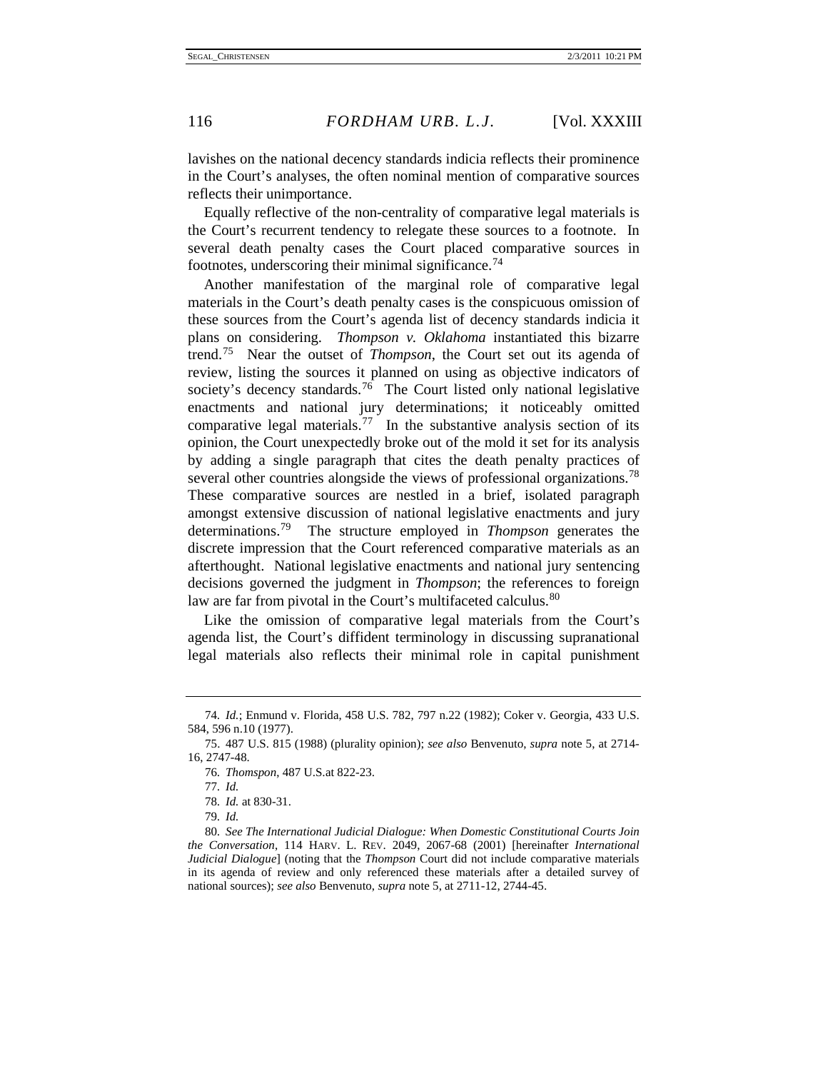lavishes on the national decency standards indicia reflects their prominence in the Court's analyses, the often nominal mention of comparative sources reflects their unimportance.

Equally reflective of the non-centrality of comparative legal materials is the Court's recurrent tendency to relegate these sources to a footnote. In several death penalty cases the Court placed comparative sources in footnotes, underscoring their minimal significance.[74]

Another manifestation of the marginal role of comparative legal materials in the Court's death penalty cases is the conspicuous omission of these sources from the Court's agenda list of decency standards indicia it plans on considering. *Thompson v. Oklahoma* instantiated this bizarre trend.[75] Near the outset of *Thompson*, the Court set out its agenda of review, listing the sources it planned on using as objective indicators of society's decency standards.[76] The Court listed only national legislative enactments and national jury determinations; it noticeably omitted comparative legal materials.[77] In the substantive analysis section of its opinion, the Court unexpectedly broke out of the mold it set for its analysis by adding a single paragraph that cites the death penalty practices of several other countries alongside the views of professional organizations.[78] These comparative sources are nestled in a brief, isolated paragraph amongst extensive discussion of national legislative enactments and jury determinations.[79] The structure employed in *Thompson* generates the discrete impression that the Court referenced comparative materials as an afterthought. National legislative enactments and national jury sentencing decisions governed the judgment in *Thompson*; the references to foreign law are far from pivotal in the Court's multifaceted calculus.[80]

Like the omission of comparative legal materials from the Court's agenda list, the Court's diffident terminology in discussing supranational legal materials also reflects their minimal role in capital punishment

---

74. *Id.*; Enmund v. Florida, 458 U.S. 782, 797 n.22 (1982); Coker v. Georgia, 433 U.S. 584, 596 n.10 (1977).

75. 487 U.S. 815 (1988) (plurality opinion); *see also* Benvenuto, *supra* note 5, at 2714-16, 2747-48.

76. *Thompson*, 487 U.S.at 822-23.

77. *Id.*

78. *Id.* at 830-31.

79. *Id.*

80. *See The International Judicial Dialogue: When Domestic Constitutional Courts Join the Conversation*, 114 HARV. L. REV. 2049, 2067-68 (2001) [hereinafter *International Judicial Dialogue*] (noting that the *Thompson* Court did not include comparative materials in its agenda of review and only referenced these materials after a detailed survey of national sources); *see also* Benvenuto, *supra* note 5, at 2711-12, 2744-45.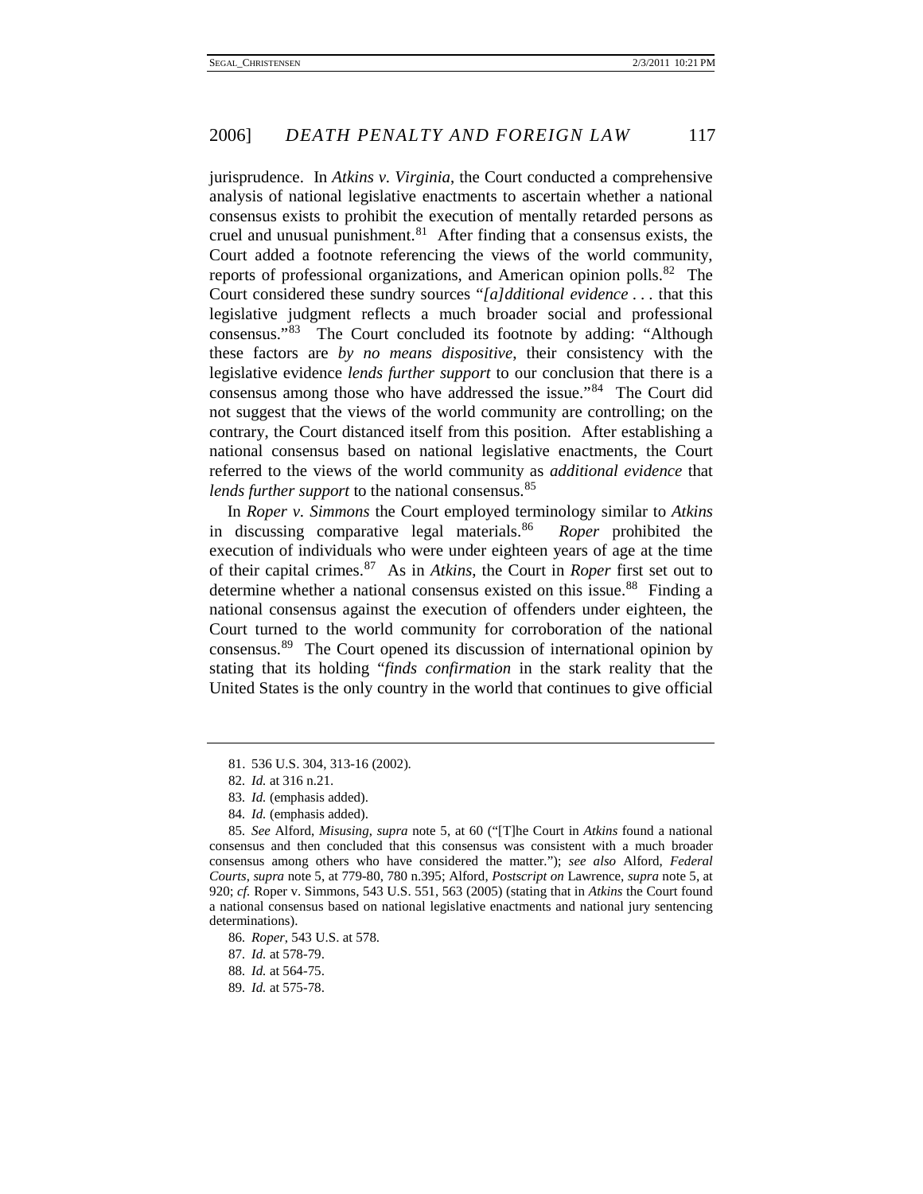jurisprudence. In *Atkins v. Virginia*, the Court conducted a comprehensive analysis of national legislative enactments to ascertain whether a national consensus exists to prohibit the execution of mentally retarded persons as cruel and unusual punishment.[81] After finding that a consensus exists, the Court added a footnote referencing the views of the world community, reports of professional organizations, and American opinion polls.[82] The Court considered these sundry sources "*[a]dditional evidence* . . . that this legislative judgment reflects a much broader social and professional consensus."[83] The Court concluded its footnote by adding: "Although these factors are *by no means dispositive*, their consistency with the legislative evidence *lends further support* to our conclusion that there is a consensus among those who have addressed the issue."[84] The Court did not suggest that the views of the world community are controlling; on the contrary, the Court distanced itself from this position. After establishing a national consensus based on national legislative enactments, the Court referred to the views of the world community as *additional evidence* that *lends further support* to the national consensus.[85]

In *Roper v. Simmons* the Court employed terminology similar to *Atkins* in discussing comparative legal materials.[86] *Roper* prohibited the execution of individuals who were under eighteen years of age at the time of their capital crimes.[87] As in *Atkins*, the Court in *Roper* first set out to determine whether a national consensus existed on this issue.[88] Finding a national consensus against the execution of offenders under eighteen, the Court turned to the world community for corroboration of the national consensus.[89] The Court opened its discussion of international opinion by stating that its holding "*finds confirmation* in the stark reality that the United States is the only country in the world that continues to give official

---

81. 536 U.S. 304, 313-16 (2002).

82. *Id.* at 316 n.21.

83. *Id.* (emphasis added).

84. *Id.* (emphasis added).

85. *See* Alford, *Misusing*, *supra* note 5, at 60 ("[T]he Court in *Atkins* found a national consensus and then concluded that this consensus was consistent with a much broader consensus among others who have considered the matter."); *see also* Alford, *Federal Courts*, *supra* note 5, at 779-80, 780 n.395; Alford, *Postscript on* Lawrence, *supra* note 5, at 920; *cf.* Roper v. Simmons, 543 U.S. 551, 563 (2005) (stating that in *Atkins* the Court found a national consensus based on national legislative enactments and national jury sentencing determinations).

86. *Roper*, 543 U.S. at 578.

87. *Id.* at 578-79.

88. *Id.* at 564-75.

89. *Id.* at 575-78.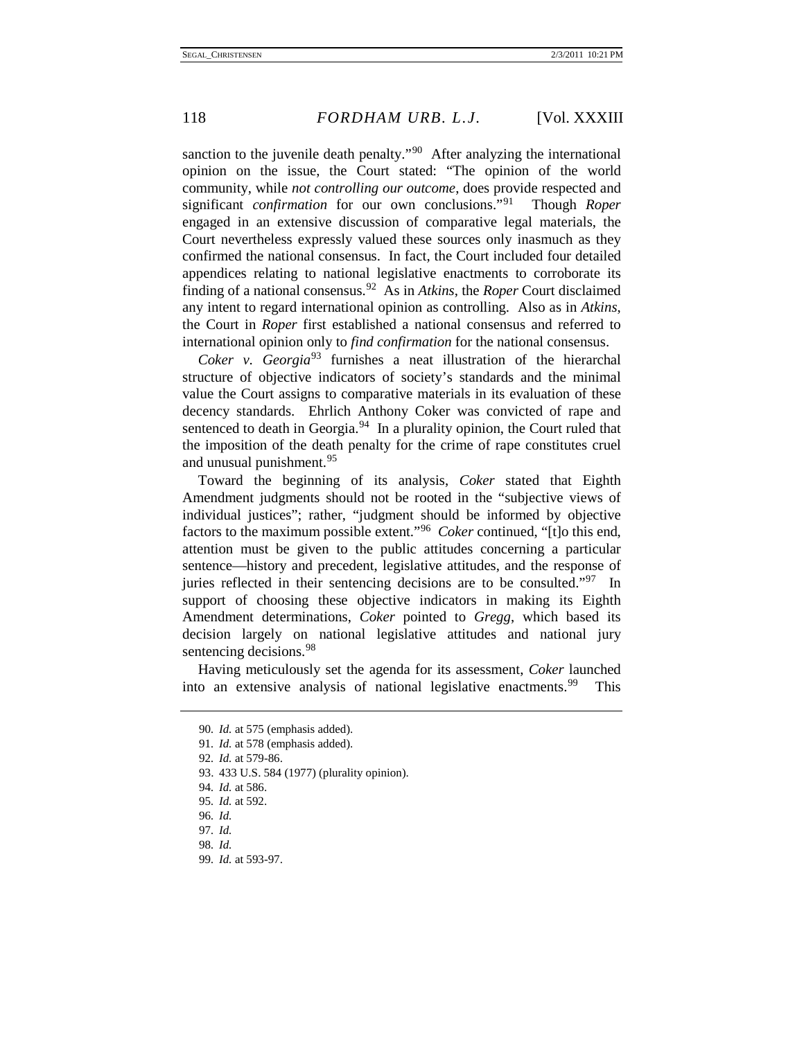sanction to the juvenile death penalty."[90] After analyzing the international opinion on the issue, the Court stated: "The opinion of the world community, while *not controlling our outcome*, does provide respected and significant *confirmation* for our own conclusions."[91] Though *Roper* engaged in an extensive discussion of comparative legal materials, the Court nevertheless expressly valued these sources only inasmuch as they confirmed the national consensus. In fact, the Court included four detailed appendices relating to national legislative enactments to corroborate its finding of a national consensus.[92] As in *Atkins*, the *Roper* Court disclaimed any intent to regard international opinion as controlling. Also as in *Atkins*, the Court in *Roper* first established a national consensus and referred to international opinion only to *find confirmation* for the national consensus.

*Coker v. Georgia*[93] furnishes a neat illustration of the hierarchal structure of objective indicators of society's standards and the minimal value the Court assigns to comparative materials in its evaluation of these decency standards. Ehrlich Anthony Coker was convicted of rape and sentenced to death in Georgia.[94] In a plurality opinion, the Court ruled that the imposition of the death penalty for the crime of rape constitutes cruel and unusual punishment.[95]

Toward the beginning of its analysis, *Coker* stated that Eighth Amendment judgments should not be rooted in the "subjective views of individual justices"; rather, "judgment should be informed by objective factors to the maximum possible extent."[96] *Coker* continued, "[t]o this end, attention must be given to the public attitudes concerning a particular sentence—history and precedent, legislative attitudes, and the response of juries reflected in their sentencing decisions are to be consulted."[97] In support of choosing these objective indicators in making its Eighth Amendment determinations, *Coker* pointed to *Gregg*, which based its decision largely on national legislative attitudes and national jury sentencing decisions.[98]

Having meticulously set the agenda for its assessment, *Coker* launched into an extensive analysis of national legislative enactments.[99] This

---

90. *Id.* at 575 (emphasis added).

91. *Id.* at 578 (emphasis added).

92. *Id.* at 579-86.

93. 433 U.S. 584 (1977) (plurality opinion).

94. *Id.* at 586.

95. *Id.* at 592.

96. *Id.*

97. *Id.*

98. *Id.*

99. *Id.* at 593-97.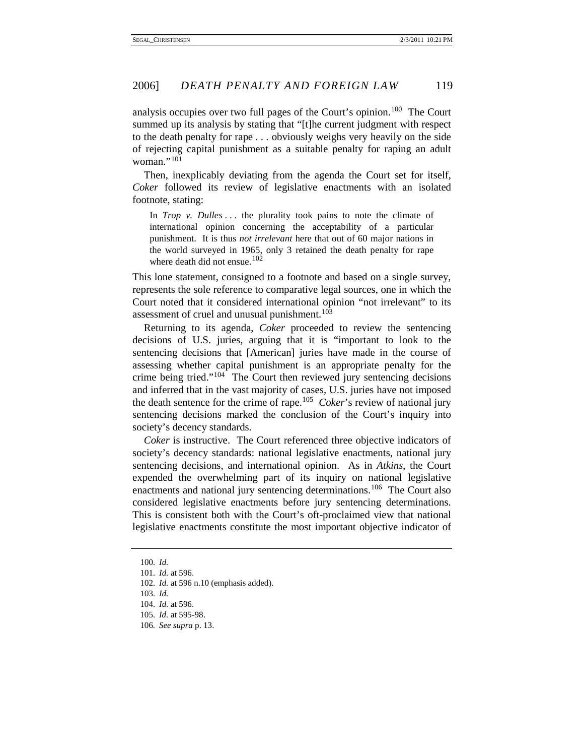analysis occupies over two full pages of the Court's opinion.[100] The Court summed up its analysis by stating that "[t]he current judgment with respect to the death penalty for rape . . . obviously weighs very heavily on the side of rejecting capital punishment as a suitable penalty for raping an adult woman."[101]

Then, inexplicably deviating from the agenda the Court set for itself, *Coker* followed its review of legislative enactments with an isolated footnote, stating:

> In *Trop v. Dulles* . . . the plurality took pains to note the climate of international opinion concerning the acceptability of a particular punishment. It is thus *not irrelevant* here that out of 60 major nations in the world surveyed in 1965, only 3 retained the death penalty for rape where death did not ensue.[102]

This lone statement, consigned to a footnote and based on a single survey, represents the sole reference to comparative legal sources, one in which the Court noted that it considered international opinion "not irrelevant" to its assessment of cruel and unusual punishment.[103]

Returning to its agenda, *Coker* proceeded to review the sentencing decisions of U.S. juries, arguing that it is "important to look to the sentencing decisions that [American] juries have made in the course of assessing whether capital punishment is an appropriate penalty for the crime being tried."[104] The Court then reviewed jury sentencing decisions and inferred that in the vast majority of cases, U.S. juries have not imposed the death sentence for the crime of rape.[105] *Coker*'s review of national jury sentencing decisions marked the conclusion of the Court's inquiry into society's decency standards.

*Coker* is instructive. The Court referenced three objective indicators of society's decency standards: national legislative enactments, national jury sentencing decisions, and international opinion. As in *Atkins*, the Court expended the overwhelming part of its inquiry on national legislative enactments and national jury sentencing determinations.[106] The Court also considered legislative enactments before jury sentencing determinations. This is consistent both with the Court's oft-proclaimed view that national legislative enactments constitute the most important objective indicator of

---

100. *Id.*
101. *Id.* at 596.
102. *Id.* at 596 n.10 (emphasis added).
103. *Id.*
104. *Id.* at 596.
105. *Id.* at 595-98.
106. *See supra* p. 13.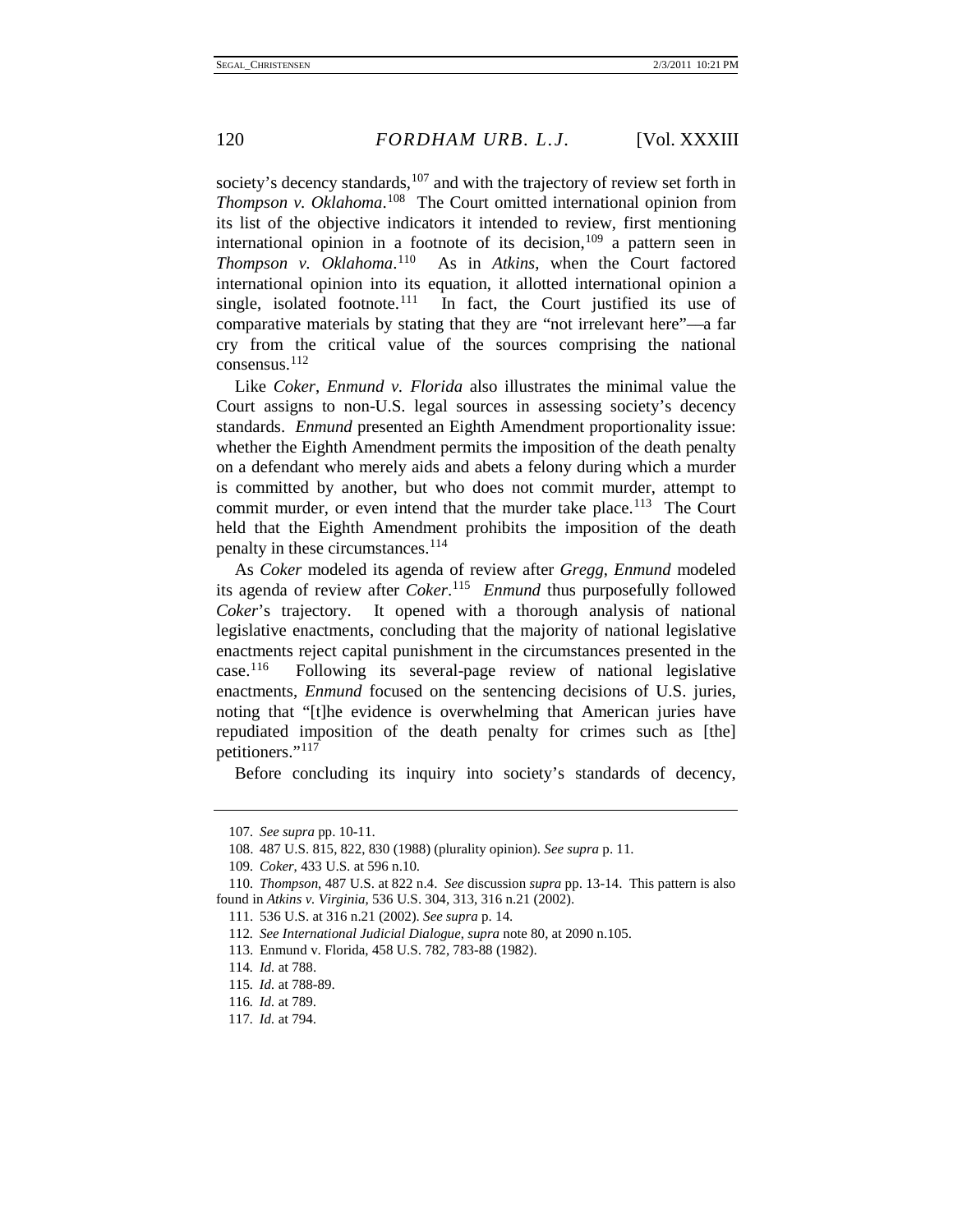society's decency standards,[107] and with the trajectory of review set forth in *Thompson v. Oklahoma*.[108] The Court omitted international opinion from its list of the objective indicators it intended to review, first mentioning international opinion in a footnote of its decision,[109] a pattern seen in *Thompson v. Oklahoma*.[110] As in *Atkins*, when the Court factored international opinion into its equation, it allotted international opinion a single, isolated footnote.[111] In fact, the Court justified its use of comparative materials by stating that they are "not irrelevant here"—a far cry from the critical value of the sources comprising the national consensus.[112]

Like *Coker*, *Enmund v. Florida* also illustrates the minimal value the Court assigns to non-U.S. legal sources in assessing society's decency standards. *Enmund* presented an Eighth Amendment proportionality issue: whether the Eighth Amendment permits the imposition of the death penalty on a defendant who merely aids and abets a felony during which a murder is committed by another, but who does not commit murder, attempt to commit murder, or even intend that the murder take place.[113] The Court held that the Eighth Amendment prohibits the imposition of the death penalty in these circumstances.[114]

As *Coker* modeled its agenda of review after *Gregg*, *Enmund* modeled its agenda of review after *Coker*.[115] *Enmund* thus purposefully followed *Coker*'s trajectory. It opened with a thorough analysis of national legislative enactments, concluding that the majority of national legislative enactments reject capital punishment in the circumstances presented in the case.[116] Following its several-page review of national legislative enactments, *Enmund* focused on the sentencing decisions of U.S. juries, noting that "[t]he evidence is overwhelming that American juries have repudiated imposition of the death penalty for crimes such as [the] petitioners."[117]

Before concluding its inquiry into society's standards of decency,

---

107. *See supra* pp. 10-11.

108. 487 U.S. 815, 822, 830 (1988) (plurality opinion). *See supra* p. 11.

109. *Coker*, 433 U.S. at 596 n.10.

110. *Thompson*, 487 U.S. at 822 n.4. *See* discussion *supra* pp. 13-14. This pattern is also found in *Atkins v. Virginia*, 536 U.S. 304, 313, 316 n.21 (2002).

111. 536 U.S. at 316 n.21 (2002). *See supra* p. 14.

112. *See International Judicial Dialogue*, *supra* note 80, at 2090 n.105.

113. Enmund v. Florida, 458 U.S. 782, 783-88 (1982).

114. *Id.* at 788.

115. *Id.* at 788-89.

116. *Id.* at 789.

117. *Id.* at 794.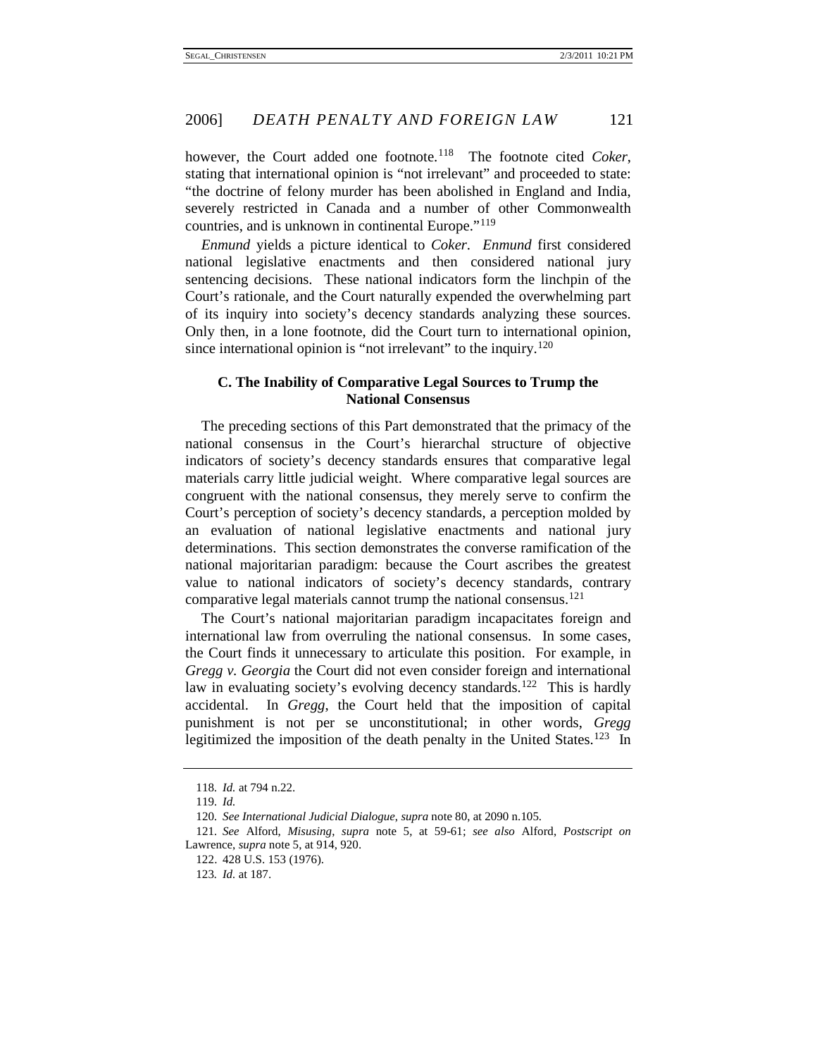however, the Court added one footnote.[118] The footnote cited *Coker*, stating that international opinion is "not irrelevant" and proceeded to state: "the doctrine of felony murder has been abolished in England and India, severely restricted in Canada and a number of other Commonwealth countries, and is unknown in continental Europe."[119]

*Enmund* yields a picture identical to *Coker*. *Enmund* first considered national legislative enactments and then considered national jury sentencing decisions. These national indicators form the linchpin of the Court's rationale, and the Court naturally expended the overwhelming part of its inquiry into society's decency standards analyzing these sources. Only then, in a lone footnote, did the Court turn to international opinion, since international opinion is "not irrelevant" to the inquiry.[120]

### C. The Inability of Comparative Legal Sources to Trump the National Consensus

The preceding sections of this Part demonstrated that the primacy of the national consensus in the Court's hierarchal structure of objective indicators of society's decency standards ensures that comparative legal materials carry little judicial weight. Where comparative legal sources are congruent with the national consensus, they merely serve to confirm the Court's perception of society's decency standards, a perception molded by an evaluation of national legislative enactments and national jury determinations. This section demonstrates the converse ramification of the national majoritarian paradigm: because the Court ascribes the greatest value to national indicators of society's decency standards, contrary comparative legal materials cannot trump the national consensus.[121]

The Court's national majoritarian paradigm incapacitates foreign and international law from overruling the national consensus. In some cases, the Court finds it unnecessary to articulate this position. For example, in *Gregg v. Georgia* the Court did not even consider foreign and international law in evaluating society's evolving decency standards.[122] This is hardly accidental. In *Gregg*, the Court held that the imposition of capital punishment is not per se unconstitutional; in other words, *Gregg* legitimized the imposition of the death penalty in the United States.[123] In

---

118. *Id.* at 794 n.22.

119. *Id.*

120. *See International Judicial Dialogue*, *supra* note 80, at 2090 n.105.

121. *See* Alford, *Misusing*, *supra* note 5, at 59-61; *see also* Alford, *Postscript on* Lawrence, *supra* note 5, at 914, 920.

122. 428 U.S. 153 (1976).

123. *Id.* at 187.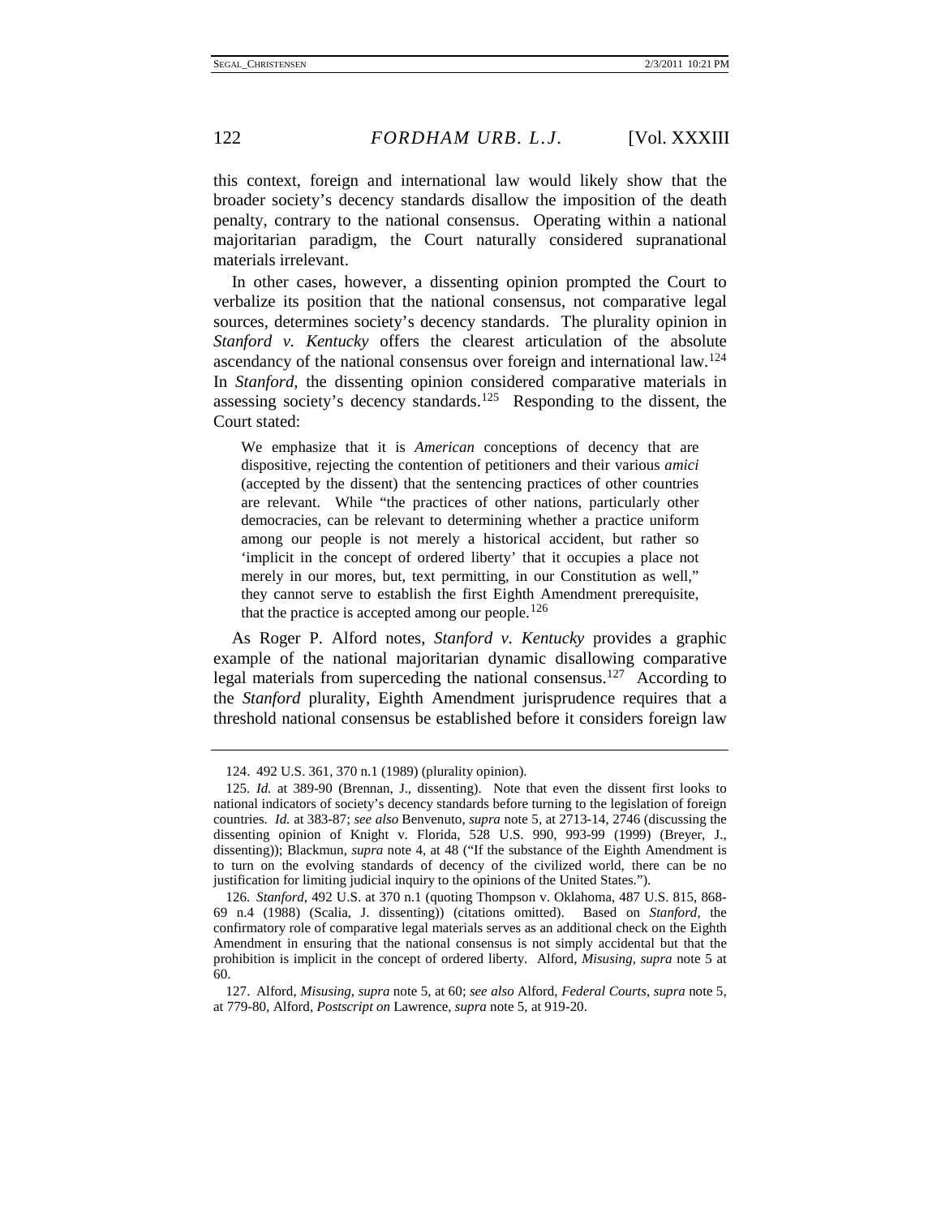this context, foreign and international law would likely show that the broader society's decency standards disallow the imposition of the death penalty, contrary to the national consensus. Operating within a national majoritarian paradigm, the Court naturally considered supranational materials irrelevant.

In other cases, however, a dissenting opinion prompted the Court to verbalize its position that the national consensus, not comparative legal sources, determines society's decency standards. The plurality opinion in *Stanford v. Kentucky* offers the clearest articulation of the absolute ascendancy of the national consensus over foreign and international law.[124] In *Stanford*, the dissenting opinion considered comparative materials in assessing society's decency standards.[125] Responding to the dissent, the Court stated:

> We emphasize that it is *American* conceptions of decency that are dispositive, rejecting the contention of petitioners and their various *amici* (accepted by the dissent) that the sentencing practices of other countries are relevant. While "the practices of other nations, particularly other democracies, can be relevant to determining whether a practice uniform among our people is not merely a historical accident, but rather so 'implicit in the concept of ordered liberty' that it occupies a place not merely in our mores, but, text permitting, in our Constitution as well," they cannot serve to establish the first Eighth Amendment prerequisite, that the practice is accepted among our people.[126]

As Roger P. Alford notes, *Stanford v. Kentucky* provides a graphic example of the national majoritarian dynamic disallowing comparative legal materials from superceding the national consensus.[127] According to the *Stanford* plurality, Eighth Amendment jurisprudence requires that a threshold national consensus be established before it considers foreign law

---

124. 492 U.S. 361, 370 n.1 (1989) (plurality opinion).

125. *Id.* at 389-90 (Brennan, J., dissenting). Note that even the dissent first looks to national indicators of society's decency standards before turning to the legislation of foreign countries. *Id.* at 383-87; *see also* Benvenuto, *supra* note 5, at 2713-14, 2746 (discussing the dissenting opinion of Knight v. Florida, 528 U.S. 990, 993-99 (1999) (Breyer, J., dissenting)); Blackmun, *supra* note 4, at 48 ("If the substance of the Eighth Amendment is to turn on the evolving standards of decency of the civilized world, there can be no justification for limiting judicial inquiry to the opinions of the United States.").

126. *Stanford*, 492 U.S. at 370 n.1 (quoting Thompson v. Oklahoma, 487 U.S. 815, 868-69 n.4 (1988) (Scalia, J. dissenting)) (citations omitted). Based on *Stanford*, the confirmatory role of comparative legal materials serves as an additional check on the Eighth Amendment in ensuring that the national consensus is not simply accidental but that the prohibition is implicit in the concept of ordered liberty. Alford, *Misusing*, *supra* note 5 at 60.

127. Alford, *Misusing*, *supra* note 5, at 60; *see also* Alford, *Federal Courts*, *supra* note 5, at 779-80, Alford, *Postscript on* Lawrence, *supra* note 5, at 919-20.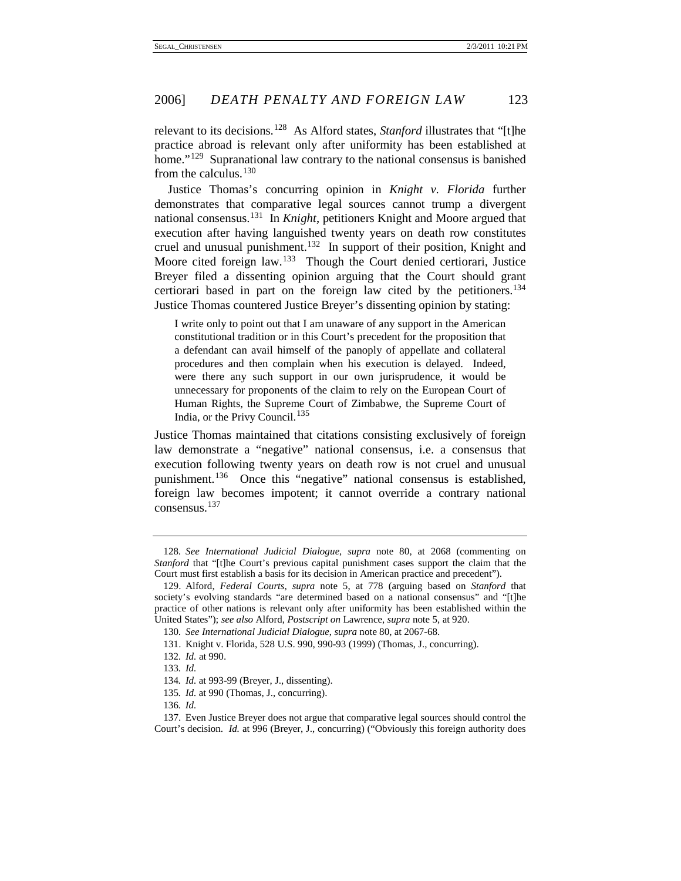relevant to its decisions.[128] As Alford states, *Stanford* illustrates that "[t]he practice abroad is relevant only after uniformity has been established at home."[129] Supranational law contrary to the national consensus is banished from the calculus.[130]

Justice Thomas's concurring opinion in *Knight v. Florida* further demonstrates that comparative legal sources cannot trump a divergent national consensus.[131] In *Knight*, petitioners Knight and Moore argued that execution after having languished twenty years on death row constitutes cruel and unusual punishment.[132] In support of their position, Knight and Moore cited foreign law.[133] Though the Court denied certiorari, Justice Breyer filed a dissenting opinion arguing that the Court should grant certiorari based in part on the foreign law cited by the petitioners.[134] Justice Thomas countered Justice Breyer's dissenting opinion by stating:

> I write only to point out that I am unaware of any support in the American constitutional tradition or in this Court's precedent for the proposition that a defendant can avail himself of the panoply of appellate and collateral procedures and then complain when his execution is delayed. Indeed, were there any such support in our own jurisprudence, it would be unnecessary for proponents of the claim to rely on the European Court of Human Rights, the Supreme Court of Zimbabwe, the Supreme Court of India, or the Privy Council.[135]

Justice Thomas maintained that citations consisting exclusively of foreign law demonstrate a "negative" national consensus, i.e. a consensus that execution following twenty years on death row is not cruel and unusual punishment.[136] Once this "negative" national consensus is established, foreign law becomes impotent; it cannot override a contrary national consensus.[137]

---

128. *See International Judicial Dialogue*, *supra* note 80, at 2068 (commenting on *Stanford* that "[t]he Court's previous capital punishment cases support the claim that the Court must first establish a basis for its decision in American practice and precedent").

129. Alford, *Federal Courts*, *supra* note 5, at 778 (arguing based on *Stanford* that society's evolving standards "are determined based on a national consensus" and "[t]he practice of other nations is relevant only after uniformity has been established within the United States"); *see also* Alford, *Postscript on* Lawrence, *supra* note 5, at 920.

130. *See International Judicial Dialogue*, *supra* note 80, at 2067-68.

131. Knight v. Florida, 528 U.S. 990, 990-93 (1999) (Thomas, J., concurring).

132. *Id.* at 990.

133. *Id.*

134. *Id.* at 993-99 (Breyer, J., dissenting).

135. *Id.* at 990 (Thomas, J., concurring).

136. *Id.*

137. Even Justice Breyer does not argue that comparative legal sources should control the Court's decision. *Id.* at 996 (Breyer, J., concurring) ("Obviously this foreign authority does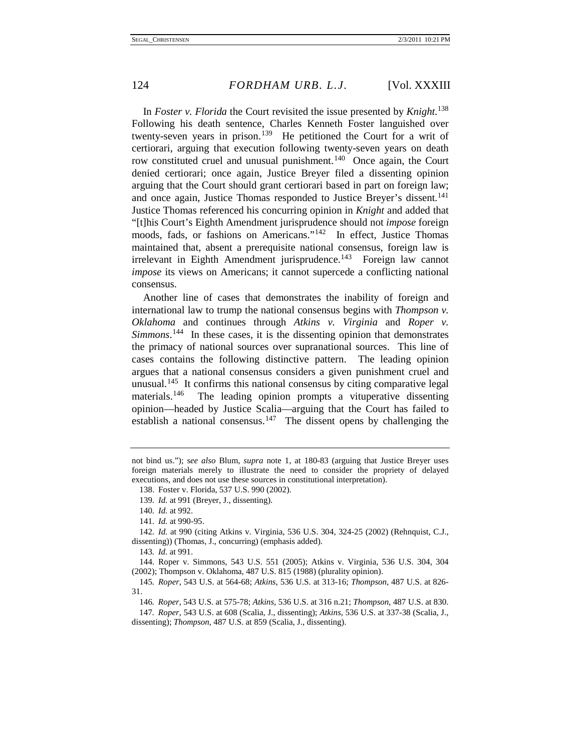In *Foster v. Florida* the Court revisited the issue presented by *Knight*.[138] Following his death sentence, Charles Kenneth Foster languished over twenty-seven years in prison.[139] He petitioned the Court for a writ of certiorari, arguing that execution following twenty-seven years on death row constituted cruel and unusual punishment.[140] Once again, the Court denied certiorari; once again, Justice Breyer filed a dissenting opinion arguing that the Court should grant certiorari based in part on foreign law; and once again, Justice Thomas responded to Justice Breyer's dissent.[141] Justice Thomas referenced his concurring opinion in *Knight* and added that "[t]his Court's Eighth Amendment jurisprudence should not *impose* foreign moods, fads, or fashions on Americans."[142] In effect, Justice Thomas maintained that, absent a prerequisite national consensus, foreign law is irrelevant in Eighth Amendment jurisprudence.[143] Foreign law cannot *impose* its views on Americans; it cannot supercede a conflicting national consensus.

Another line of cases that demonstrates the inability of foreign and international law to trump the national consensus begins with *Thompson v. Oklahoma* and continues through *Atkins v. Virginia* and *Roper v. Simmons*.[144] In these cases, it is the dissenting opinion that demonstrates the primacy of national sources over supranational sources. This line of cases contains the following distinctive pattern. The leading opinion argues that a national consensus considers a given punishment cruel and unusual.[145] It confirms this national consensus by citing comparative legal materials.[146] The leading opinion prompts a vituperative dissenting opinion—headed by Justice Scalia—arguing that the Court has failed to establish a national consensus.[147] The dissent opens by challenging the

---

not bind us."); *see also* Blum, *supra* note 1, at 180-83 (arguing that Justice Breyer uses foreign materials merely to illustrate the need to consider the propriety of delayed executions, and does not use these sources in constitutional interpretation).

138. Foster v. Florida, 537 U.S. 990 (2002).

139. *Id.* at 991 (Breyer, J., dissenting).

140. *Id.* at 992.

141. *Id.* at 990-95.

142. *Id.* at 990 (citing Atkins v. Virginia, 536 U.S. 304, 324-25 (2002) (Rehnquist, C.J., dissenting)) (Thomas, J., concurring) (emphasis added).

143. *Id.* at 991.

144. Roper v. Simmons, 543 U.S. 551 (2005); Atkins v. Virginia, 536 U.S. 304, 304 (2002); Thompson v. Oklahoma, 487 U.S. 815 (1988) (plurality opinion).

145. *Roper*, 543 U.S. at 564-68; *Atkins*, 536 U.S. at 313-16; *Thompson*, 487 U.S. at 826-31.

146. *Roper*, 543 U.S. at 575-78; *Atkins*, 536 U.S. at 316 n.21; *Thompson*, 487 U.S. at 830.

147. *Roper*, 543 U.S. at 608 (Scalia, J., dissenting); *Atkins*, 536 U.S. at 337-38 (Scalia, J., dissenting); *Thompson*, 487 U.S. at 859 (Scalia, J., dissenting).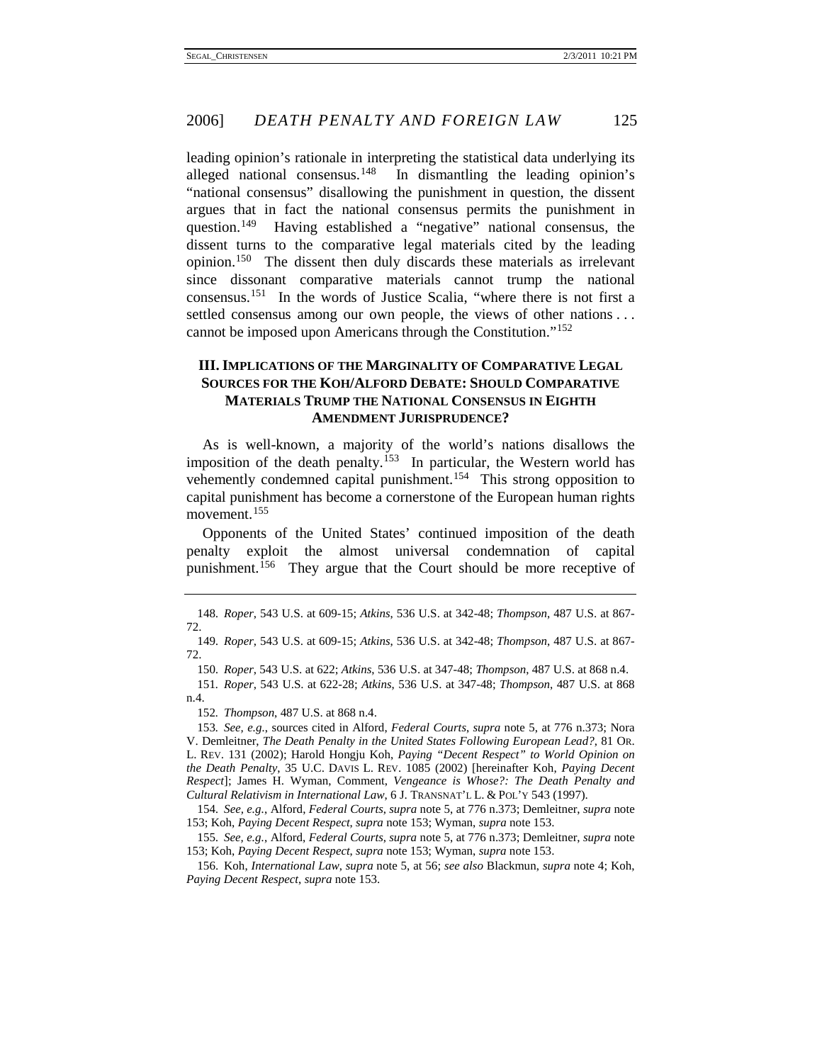leading opinion's rationale in interpreting the statistical data underlying its alleged national consensus.[148] In dismantling the leading opinion's "national consensus" disallowing the punishment in question, the dissent argues that in fact the national consensus permits the punishment in question.[149] Having established a "negative" national consensus, the dissent turns to the comparative legal materials cited by the leading opinion.[150] The dissent then duly discards these materials as irrelevant since dissonant comparative materials cannot trump the national consensus.[151] In the words of Justice Scalia, "where there is not first a settled consensus among our own people, the views of other nations . . . cannot be imposed upon Americans through the Constitution."[152]

## III. IMPLICATIONS OF THE MARGINALITY OF COMPARATIVE LEGAL SOURCES FOR THE KOH/ALFORD DEBATE: SHOULD COMPARATIVE MATERIALS TRUMP THE NATIONAL CONSENSUS IN EIGHTH AMENDMENT JURISPRUDENCE?

As is well-known, a majority of the world's nations disallows the imposition of the death penalty.[153] In particular, the Western world has vehemently condemned capital punishment.[154] This strong opposition to capital punishment has become a cornerstone of the European human rights movement.[155]

Opponents of the United States' continued imposition of the death penalty exploit the almost universal condemnation of capital punishment.[156] They argue that the Court should be more receptive of

---

148. *Roper*, 543 U.S. at 609-15; *Atkins*, 536 U.S. at 342-48; *Thompson*, 487 U.S. at 867-72.

149. *Roper*, 543 U.S. at 609-15; *Atkins*, 536 U.S. at 342-48; *Thompson*, 487 U.S. at 867-72.

150. *Roper*, 543 U.S. at 622; *Atkins*, 536 U.S. at 347-48; *Thompson*, 487 U.S. at 868 n.4.

151. *Roper*, 543 U.S. at 622-28; *Atkins*, 536 U.S. at 347-48; *Thompson*, 487 U.S. at 868 n.4.

152. *Thompson*, 487 U.S. at 868 n.4.

153. *See, e.g.*, sources cited in Alford, *Federal Courts*, *supra* note 5, at 776 n.373; Nora V. Demleitner, *The Death Penalty in the United States Following European Lead?*, 81 OR. L. REV. 131 (2002); Harold Hongju Koh, *Paying "Decent Respect" to World Opinion on the Death Penalty*, 35 U.C. DAVIS L. REV. 1085 (2002) [hereinafter Koh, *Paying Decent Respect*]; James H. Wyman, Comment, *Vengeance is Whose?: The Death Penalty and Cultural Relativism in International Law*, 6 J. TRANSNAT'L L. & POL'Y 543 (1997).

154. *See, e.g.*, Alford, *Federal Courts*, *supra* note 5, at 776 n.373; Demleitner, *supra* note 153; Koh, *Paying Decent Respect*, *supra* note 153; Wyman, *supra* note 153.

155. *See, e.g.*, Alford, *Federal Courts*, *supra* note 5, at 776 n.373; Demleitner, *supra* note 153; Koh, *Paying Decent Respect*, *supra* note 153; Wyman, *supra* note 153.

156. Koh, *International Law*, *supra* note 5, at 56; *see also* Blackmun, *supra* note 4; Koh, *Paying Decent Respect*, *supra* note 153.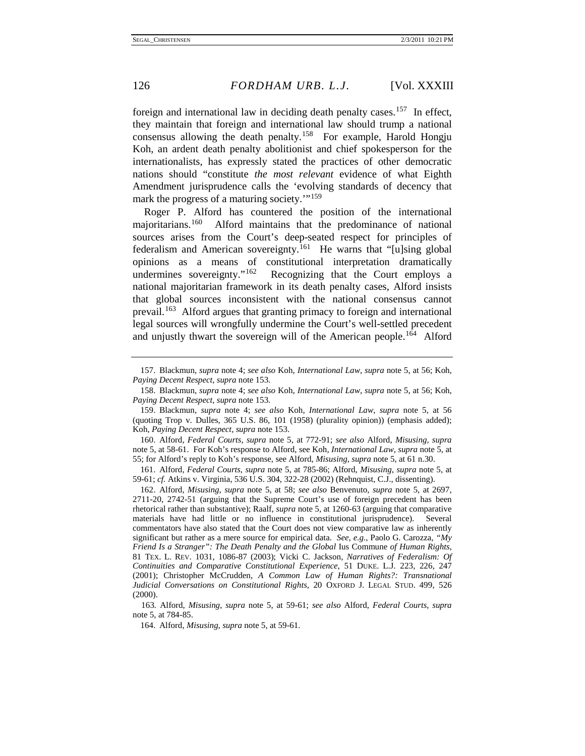foreign and international law in deciding death penalty cases.[157] In effect, they maintain that foreign and international law should trump a national consensus allowing the death penalty.[158] For example, Harold Hongju Koh, an ardent death penalty abolitionist and chief spokesperson for the internationalists, has expressly stated the practices of other democratic nations should "constitute *the most relevant* evidence of what Eighth Amendment jurisprudence calls the 'evolving standards of decency that mark the progress of a maturing society.'"[159]

Roger P. Alford has countered the position of the international majoritarians.[160] Alford maintains that the predominance of national sources arises from the Court's deep-seated respect for principles of federalism and American sovereignty.[161] He warns that "[u]sing global opinions as a means of constitutional interpretation dramatically undermines sovereignty."[162] Recognizing that the Court employs a national majoritarian framework in its death penalty cases, Alford insists that global sources inconsistent with the national consensus cannot prevail.[163] Alford argues that granting primacy to foreign and international legal sources will wrongfully undermine the Court's well-settled precedent and unjustly thwart the sovereign will of the American people.[164] Alford

---

157. Blackmun, *supra* note 4; *see also* Koh, *International Law*, *supra* note 5, at 56; Koh, *Paying Decent Respect*, *supra* note 153.

158. Blackmun, *supra* note 4; *see also* Koh, *International Law*, *supra* note 5, at 56; Koh, *Paying Decent Respect*, *supra* note 153.

159. Blackmun, *supra* note 4; *see also* Koh, *International Law*, *supra* note 5, at 56 (quoting Trop v. Dulles, 365 U.S. 86, 101 (1958) (plurality opinion)) (emphasis added); Koh, *Paying Decent Respect*, *supra* note 153.

160. Alford, *Federal Courts*, *supra* note 5, at 772-91; *see also* Alford, *Misusing*, *supra* note 5, at 58-61. For Koh's response to Alford, see Koh, *International Law*, *supra* note 5, at 55; for Alford's reply to Koh's response, see Alford, *Misusing*, *supra* note 5, at 61 n.30.

161. Alford, *Federal Courts*, *supra* note 5, at 785-86; Alford, *Misusing*, *supra* note 5, at 59-61; *cf.* Atkins v. Virginia, 536 U.S. 304, 322-28 (2002) (Rehnquist, C.J., dissenting).

162. Alford, *Misusing*, *supra* note 5, at 58; *see also* Benvenuto, *supra* note 5, at 2697, 2711-20, 2742-51 (arguing that the Supreme Court's use of foreign precedent has been rhetorical rather than substantive); Raalf, *supra* note 5, at 1260-63 (arguing that comparative materials have had little or no influence in constitutional jurisprudence). Several commentators have also stated that the Court does not view comparative law as inherently significant but rather as a mere source for empirical data. *See, e.g.*, Paolo G. Carozza, *"My Friend Is a Stranger": The Death Penalty and the Global* Ius Commune *of Human Rights*, 81 TEX. L. REV. 1031, 1086-87 (2003); Vicki C. Jackson, *Narratives of Federalism: Of Continuities and Comparative Constitutional Experience*, 51 DUKE. L.J. 223, 226, 247 (2001); Christopher McCrudden, *A Common Law of Human Rights?: Transnational Judicial Conversations on Constitutional Rights*, 20 OXFORD J. LEGAL STUD. 499, 526 (2000).

163. Alford, *Misusing*, *supra* note 5, at 59-61; *see also* Alford, *Federal Courts*, *supra* note 5, at 784-85.

164. Alford, *Misusing*, *supra* note 5, at 59-61.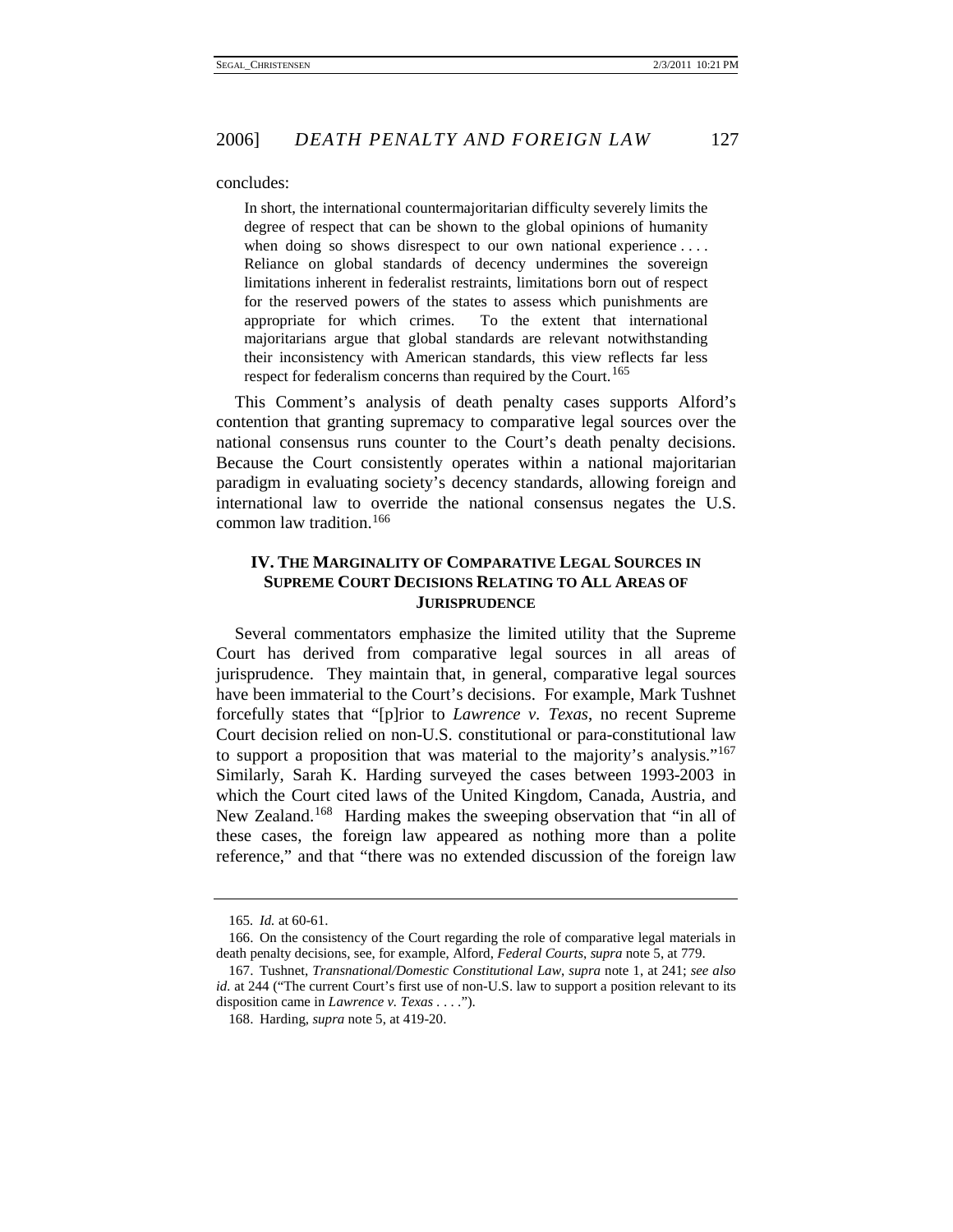concludes:

> In short, the international countermajoritarian difficulty severely limits the degree of respect that can be shown to the global opinions of humanity when doing so shows disrespect to our own national experience . . . . Reliance on global standards of decency undermines the sovereign limitations inherent in federalist restraints, limitations born out of respect for the reserved powers of the states to assess which punishments are appropriate for which crimes. To the extent that international majoritarians argue that global standards are relevant notwithstanding their inconsistency with American standards, this view reflects far less respect for federalism concerns than required by the Court.[165]

This Comment's analysis of death penalty cases supports Alford's contention that granting supremacy to comparative legal sources over the national consensus runs counter to the Court's death penalty decisions. Because the Court consistently operates within a national majoritarian paradigm in evaluating society's decency standards, allowing foreign and international law to override the national consensus negates the U.S. common law tradition.[166]

## IV. THE MARGINALITY OF COMPARATIVE LEGAL SOURCES IN SUPREME COURT DECISIONS RELATING TO ALL AREAS OF JURISPRUDENCE

Several commentators emphasize the limited utility that the Supreme Court has derived from comparative legal sources in all areas of jurisprudence. They maintain that, in general, comparative legal sources have been immaterial to the Court's decisions. For example, Mark Tushnet forcefully states that "[p]rior to *Lawrence v. Texas*, no recent Supreme Court decision relied on non-U.S. constitutional or para-constitutional law to support a proposition that was material to the majority's analysis."[167] Similarly, Sarah K. Harding surveyed the cases between 1993-2003 in which the Court cited laws of the United Kingdom, Canada, Austria, and New Zealand.[168] Harding makes the sweeping observation that "in all of these cases, the foreign law appeared as nothing more than a polite reference," and that "there was no extended discussion of the foreign law

---

165. *Id.* at 60-61.

166. On the consistency of the Court regarding the role of comparative legal materials in death penalty decisions, see, for example, Alford, *Federal Courts*, *supra* note 5, at 779.

167. Tushnet, *Transnational/Domestic Constitutional Law*, *supra* note 1, at 241; *see also id.* at 244 ("The current Court's first use of non-U.S. law to support a position relevant to its disposition came in *Lawrence v. Texas* . . . .").

168. Harding, *supra* note 5, at 419-20.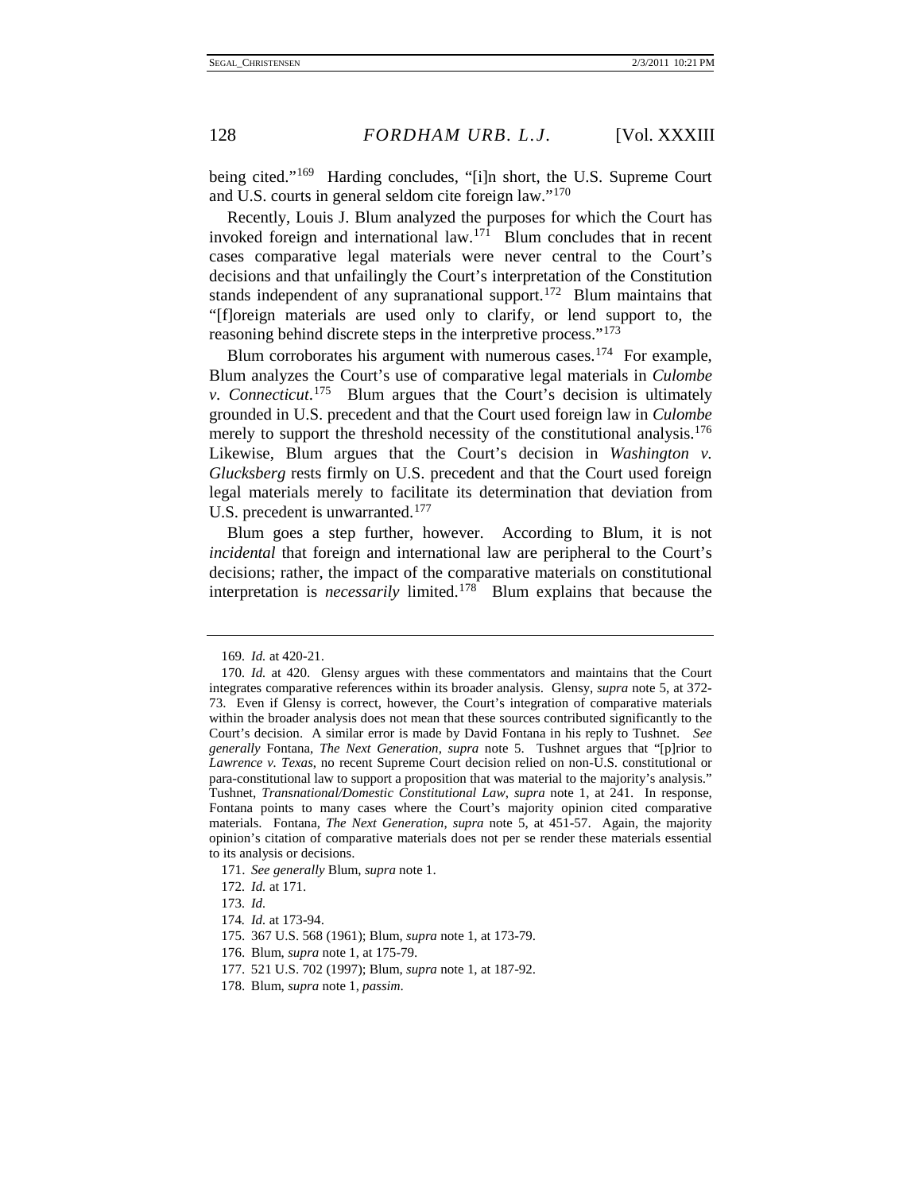being cited."[169] Harding concludes, "[i]n short, the U.S. Supreme Court and U.S. courts in general seldom cite foreign law."[170]

Recently, Louis J. Blum analyzed the purposes for which the Court has invoked foreign and international law.[171] Blum concludes that in recent cases comparative legal materials were never central to the Court's decisions and that unfailingly the Court's interpretation of the Constitution stands independent of any supranational support.[172] Blum maintains that "[f]oreign materials are used only to clarify, or lend support to, the reasoning behind discrete steps in the interpretive process."[173]

Blum corroborates his argument with numerous cases.[174] For example, Blum analyzes the Court's use of comparative legal materials in *Culombe v. Connecticut*.[175] Blum argues that the Court's decision is ultimately grounded in U.S. precedent and that the Court used foreign law in *Culombe* merely to support the threshold necessity of the constitutional analysis.[176] Likewise, Blum argues that the Court's decision in *Washington v. Glucksberg* rests firmly on U.S. precedent and that the Court used foreign legal materials merely to facilitate its determination that deviation from U.S. precedent is unwarranted.[177]

Blum goes a step further, however. According to Blum, it is not *incidental* that foreign and international law are peripheral to the Court's decisions; rather, the impact of the comparative materials on constitutional interpretation is *necessarily* limited.[178] Blum explains that because the

---

169. *Id.* at 420-21.

170. *Id.* at 420. Glensy argues with these commentators and maintains that the Court integrates comparative references within its broader analysis. Glensy, *supra* note 5, at 372-73. Even if Glensy is correct, however, the Court's integration of comparative materials within the broader analysis does not mean that these sources contributed significantly to the Court's decision. A similar error is made by David Fontana in his reply to Tushnet. *See generally* Fontana, *The Next Generation*, *supra* note 5. Tushnet argues that "[p]rior to *Lawrence v. Texas*, no recent Supreme Court decision relied on non-U.S. constitutional or para-constitutional law to support a proposition that was material to the majority's analysis." Tushnet, *Transnational/Domestic Constitutional Law*, *supra* note 1, at 241. In response, Fontana points to many cases where the Court's majority opinion cited comparative materials. Fontana, *The Next Generation*, *supra* note 5, at 451-57. Again, the majority opinion's citation of comparative materials does not per se render these materials essential to its analysis or decisions.

171. *See generally* Blum, *supra* note 1.

172. *Id.* at 171.

173. *Id.*

174. *Id.* at 173-94.

175. 367 U.S. 568 (1961); Blum, *supra* note 1, at 173-79.

176. Blum, *supra* note 1, at 175-79.

177. 521 U.S. 702 (1997); Blum, *supra* note 1, at 187-92.

178. Blum, *supra* note 1, *passim*.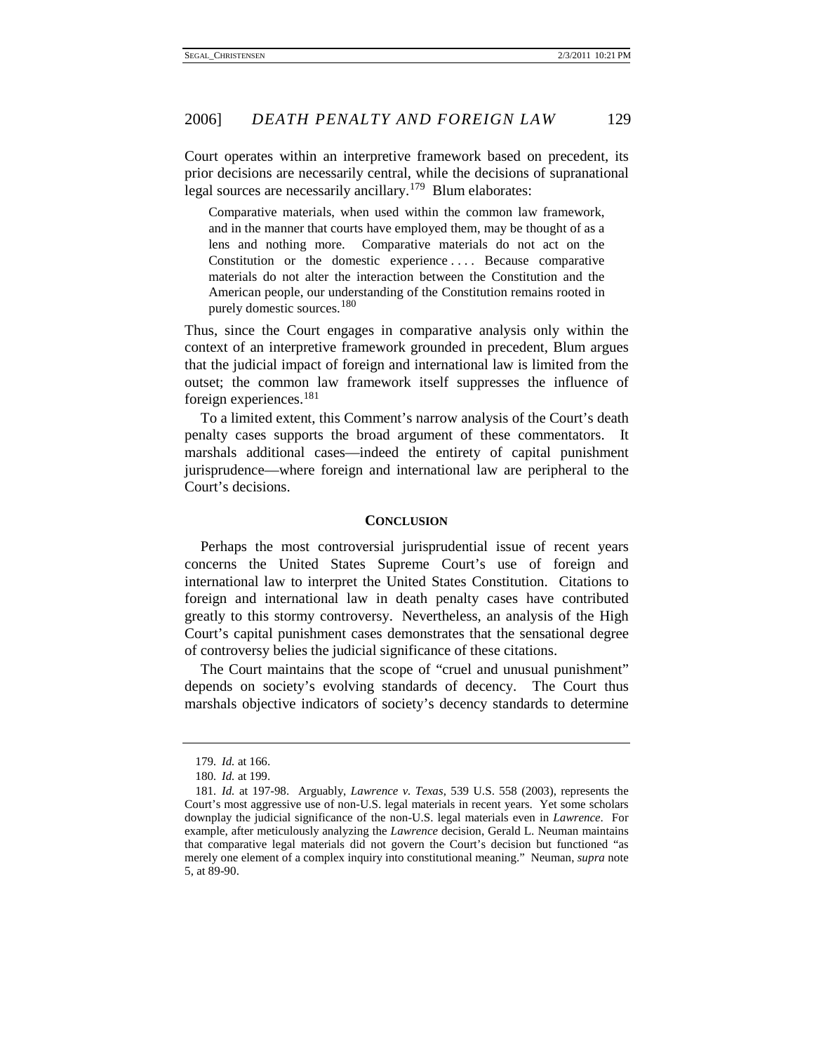Court operates within an interpretive framework based on precedent, its prior decisions are necessarily central, while the decisions of supranational legal sources are necessarily ancillary.[179] Blum elaborates:

> Comparative materials, when used within the common law framework, and in the manner that courts have employed them, may be thought of as a lens and nothing more. Comparative materials do not act on the Constitution or the domestic experience . . . . Because comparative materials do not alter the interaction between the Constitution and the American people, our understanding of the Constitution remains rooted in purely domestic sources.[180]

Thus, since the Court engages in comparative analysis only within the context of an interpretive framework grounded in precedent, Blum argues that the judicial impact of foreign and international law is limited from the outset; the common law framework itself suppresses the influence of foreign experiences.[181]

To a limited extent, this Comment's narrow analysis of the Court's death penalty cases supports the broad argument of these commentators. It marshals additional cases—indeed the entirety of capital punishment jurisprudence—where foreign and international law are peripheral to the Court's decisions.

## CONCLUSION

Perhaps the most controversial jurisprudential issue of recent years concerns the United States Supreme Court's use of foreign and international law to interpret the United States Constitution. Citations to foreign and international law in death penalty cases have contributed greatly to this stormy controversy. Nevertheless, an analysis of the High Court's capital punishment cases demonstrates that the sensational degree of controversy belies the judicial significance of these citations.

The Court maintains that the scope of "cruel and unusual punishment" depends on society's evolving standards of decency. The Court thus marshals objective indicators of society's decency standards to determine

---

179. *Id.* at 166.

180. *Id.* at 199.

181. *Id.* at 197-98. Arguably, *Lawrence v. Texas*, 539 U.S. 558 (2003), represents the Court's most aggressive use of non-U.S. legal materials in recent years. Yet some scholars downplay the judicial significance of the non-U.S. legal materials even in *Lawrence*. For example, after meticulously analyzing the *Lawrence* decision, Gerald L. Neuman maintains that comparative legal materials did not govern the Court's decision but functioned "as merely one element of a complex inquiry into constitutional meaning." Neuman, *supra* note 5, at 89-90.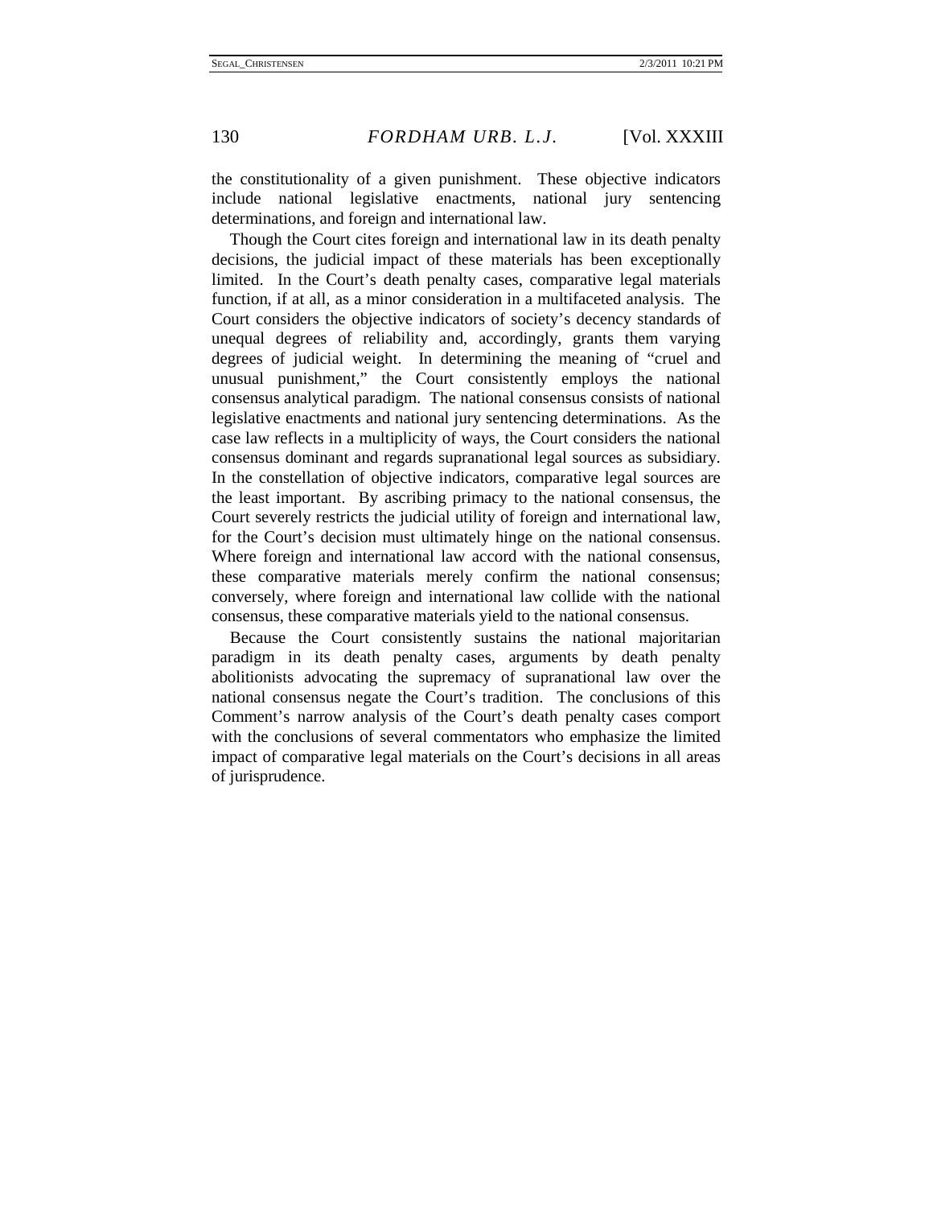the constitutionality of a given punishment. These objective indicators include national legislative enactments, national jury sentencing determinations, and foreign and international law.

Though the Court cites foreign and international law in its death penalty decisions, the judicial impact of these materials has been exceptionally limited. In the Court's death penalty cases, comparative legal materials function, if at all, as a minor consideration in a multifaceted analysis. The Court considers the objective indicators of society's decency standards of unequal degrees of reliability and, accordingly, grants them varying degrees of judicial weight. In determining the meaning of "cruel and unusual punishment," the Court consistently employs the national consensus analytical paradigm. The national consensus consists of national legislative enactments and national jury sentencing determinations. As the case law reflects in a multiplicity of ways, the Court considers the national consensus dominant and regards supranational legal sources as subsidiary. In the constellation of objective indicators, comparative legal sources are the least important. By ascribing primacy to the national consensus, the Court severely restricts the judicial utility of foreign and international law, for the Court's decision must ultimately hinge on the national consensus. Where foreign and international law accord with the national consensus, these comparative materials merely confirm the national consensus; conversely, where foreign and international law collide with the national consensus, these comparative materials yield to the national consensus.

Because the Court consistently sustains the national majoritarian paradigm in its death penalty cases, arguments by death penalty abolitionists advocating the supremacy of supranational law over the national consensus negate the Court's tradition. The conclusions of this Comment's narrow analysis of the Court's death penalty cases comport with the conclusions of several commentators who emphasize the limited impact of comparative legal materials on the Court's decisions in all areas of jurisprudence.